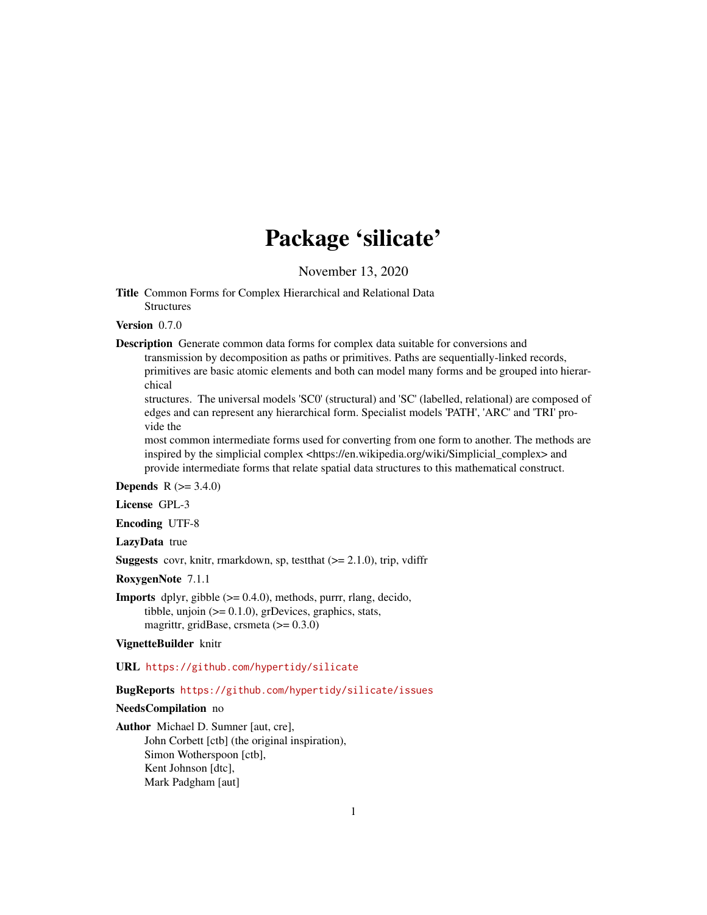# Package 'silicate'

November 13, 2020

**Title** Common Forms for Complex Hierarchical and Relational Data Structures

**Version** 0.7.0

**Description** Generate common data forms for complex data suitable for conversions and transmission by decomposition as paths or primitives. Paths are sequentially-linked records, primitives are basic atomic elements and both can model many forms and be grouped into hierarchical structures. The universal models 'SC0' (structural) and 'SC' (labelled, relational) are composed of edges and can represent any hierarchical form. Specialist models 'PATH', 'ARC' and 'TRI' provide the most common intermediate forms used for converting from one form to another. The methods are inspired by the simplicial complex <https://en.wikipedia.org/wiki/Simplicial_complex> and provide intermediate forms that relate spatial data structures to this mathematical construct.

**Depends** R (>= 3.4.0)

**License** GPL-3

**Encoding** UTF-8

**LazyData** true

**Suggests** covr, knitr, rmarkdown, sp, testthat (>= 2.1.0), trip, vdiffr

**RoxygenNote** 7.1.1

**Imports** dplyr, gibble (>= 0.4.0), methods, purrr, rlang, decido, tibble, unjoin (>= 0.1.0), grDevices, graphics, stats, magrittr, gridBase, crsmeta (>= 0.3.0)

**VignetteBuilder** knitr

**URL** https://github.com/hypertidy/silicate

**BugReports** https://github.com/hypertidy/silicate/issues

**NeedsCompilation** no

**Author** Michael D. Sumner [aut, cre],
John Corbett [ctb] (the original inspiration),
Simon Wotherspoon [ctb],
Kent Johnson [dtc],
Mark Padgham [aut]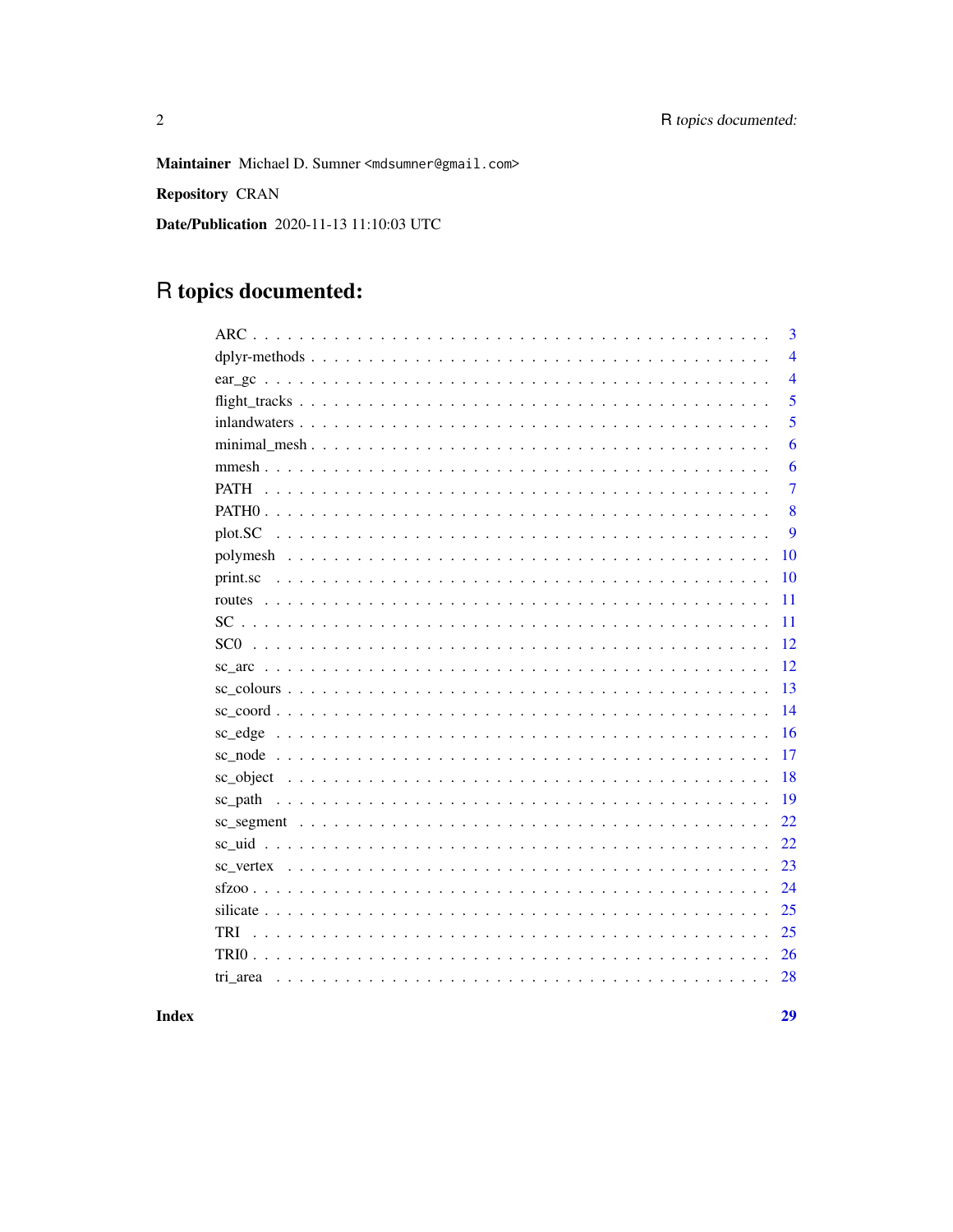**Maintainer** Michael D. Sumner <mdsumner@gmail.com>

**Repository** CRAN

**Date/Publication** 2020-11-13 11:10:03 UTC

# R topics documented:

| | |
|---|---|
| ARC | 3 |
| dplyr-methods | 4 |
| ear_gc | 4 |
| flight_tracks | 5 |
| inlandwaters | 5 |
| minimal_mesh | 6 |
| mmesh | 6 |
| PATH | 7 |
| PATH0 | 8 |
| plot.SC | 9 |
| polymesh | 10 |
| print.sc | 10 |
| routes | 11 |
| SC | 11 |
| SC0 | 12 |
| sc_arc | 12 |
| sc_colours | 13 |
| sc_coord | 14 |
| sc_edge | 16 |
| sc_node | 17 |
| sc_object | 18 |
| sc_path | 19 |
| sc_segment | 22 |
| sc_uid | 22 |
| sc_vertex | 23 |
| sfzoo | 24 |
| silicate | 25 |
| TRI | 25 |
| TRI0 | 26 |
| tri_area | 28 |

**Index** **29**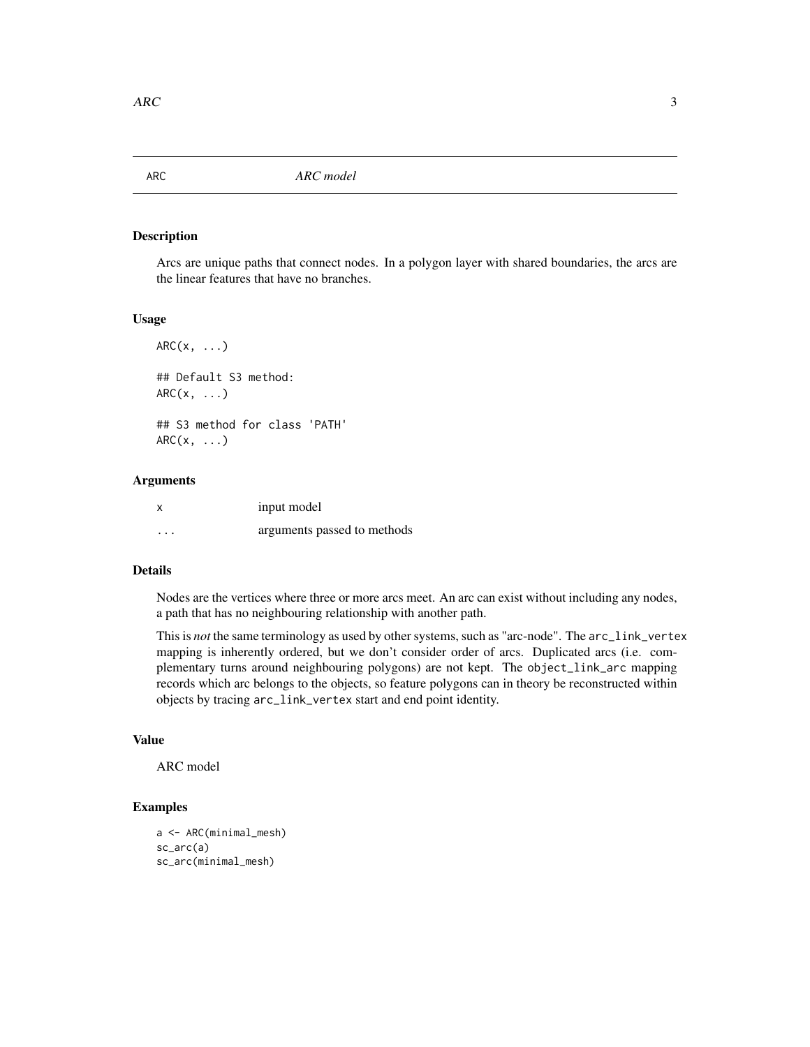# ARC — *ARC model*

## Description

Arcs are unique paths that connect nodes. In a polygon layer with shared boundaries, the arcs are the linear features that have no branches.

## Usage

```
ARC(x, ...)

## Default S3 method:
ARC(x, ...)

## S3 method for class 'PATH'
ARC(x, ...)
```

## Arguments

| | |
|---|---|
| x | input model |
| ... | arguments passed to methods |

## Details

Nodes are the vertices where three or more arcs meet. An arc can exist without including any nodes, a path that has no neighbouring relationship with another path.

This is *not* the same terminology as used by other systems, such as "arc-node". The `arc_link_vertex` mapping is inherently ordered, but we don't consider order of arcs. Duplicated arcs (i.e. complementary turns around neighbouring polygons) are not kept. The `object_link_arc` mapping records which arc belongs to the objects, so feature polygons can in theory be reconstructed within objects by tracing `arc_link_vertex` start and end point identity.

## Value

ARC model

## Examples

```
a <- ARC(minimal_mesh)
sc_arc(a)
sc_arc(minimal_mesh)
```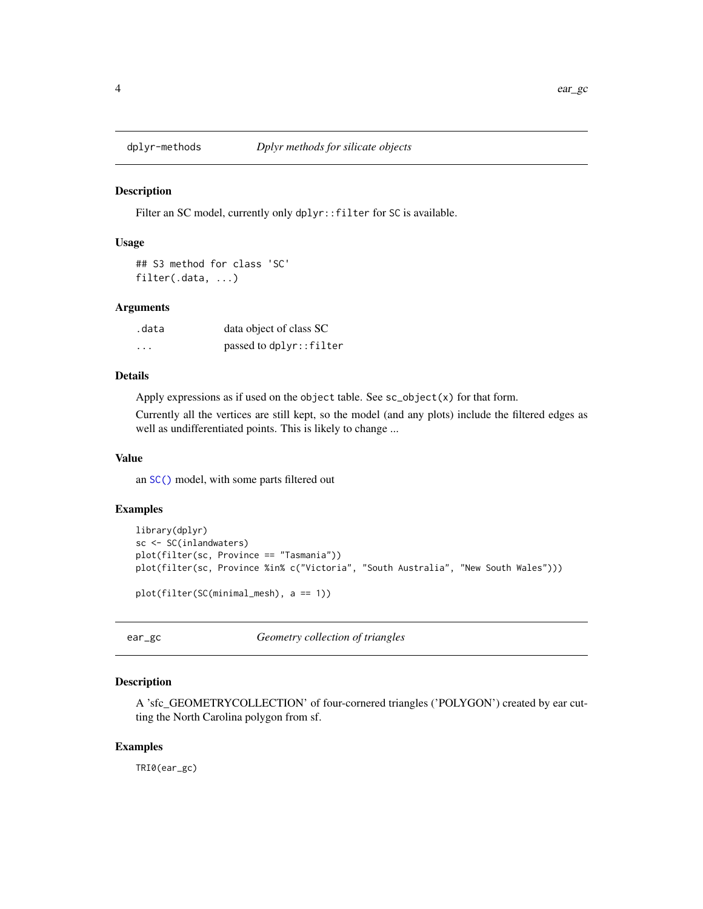## dplyr-methods *Dplyr methods for silicate objects*

### Description

Filter an SC model, currently only `dplyr::filter` for `SC` is available.

### Usage

```
## S3 method for class 'SC'
filter(.data, ...)
```

### Arguments

| | |
|---|---|
| .data | data object of class SC |
| ... | passed to `dplyr::filter` |

### Details

Apply expressions as if used on the `object` table. See `sc_object(x)` for that form.

Currently all the vertices are still kept, so the model (and any plots) include the filtered edges as well as undifferentiated points. This is likely to change ...

### Value

an `SC()` model, with some parts filtered out

### Examples

```
library(dplyr)
sc <- SC(inlandwaters)
plot(filter(sc, Province == "Tasmania"))
plot(filter(sc, Province %in% c("Victoria", "South Australia", "New South Wales")))

plot(filter(SC(minimal_mesh), a == 1))
```

## ear_gc *Geometry collection of triangles*

### Description

A 'sfc_GEOMETRYCOLLECTION' of four-cornered triangles ('POLYGON') created by ear cutting the North Carolina polygon from sf.

### Examples

```
TRI0(ear_gc)
```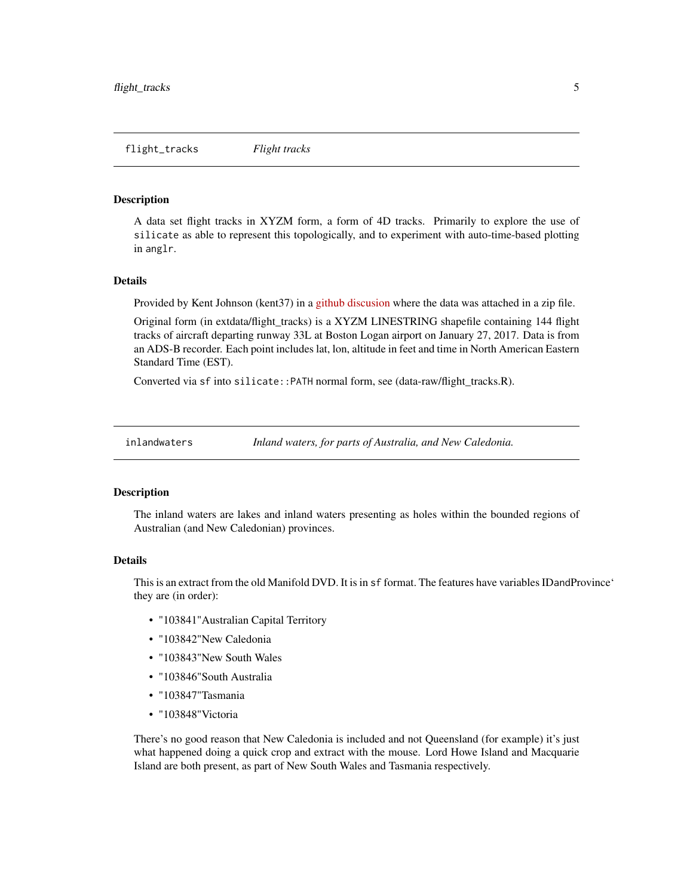## flight_tracks *Flight tracks*

### Description

A data set flight tracks in XYZM form, a form of 4D tracks. Primarily to explore the use of `silicate` as able to represent this topologically, and to experiment with auto-time-based plotting in `anglr`.

### Details

Provided by Kent Johnson (kent37) in a github discusion where the data was attached in a zip file.

Original form (in extdata/flight_tracks) is a XYZM LINESTRING shapefile containing 144 flight tracks of aircraft departing runway 33L at Boston Logan airport on January 27, 2017. Data is from an ADS-B recorder. Each point includes lat, lon, altitude in feet and time in North American Eastern Standard Time (EST).

Converted via `sf` into `silicate::PATH` normal form, see (data-raw/flight_tracks.R).

## inlandwaters *Inland waters, for parts of Australia, and New Caledonia.*

### Description

The inland waters are lakes and inland waters presenting as holes within the bounded regions of Australian (and New Caledonian) provinces.

### Details

This is an extract from the old Manifold DVD. It is in `sf` format. The features have variables ID`and`Province' they are (in order):

- "103841"Australian Capital Territory
- "103842"New Caledonia
- "103843"New South Wales
- "103846"South Australia
- "103847"Tasmania
- "103848"Victoria

There's no good reason that New Caledonia is included and not Queensland (for example) it's just what happened doing a quick crop and extract with the mouse. Lord Howe Island and Macquarie Island are both present, as part of New South Wales and Tasmania respectively.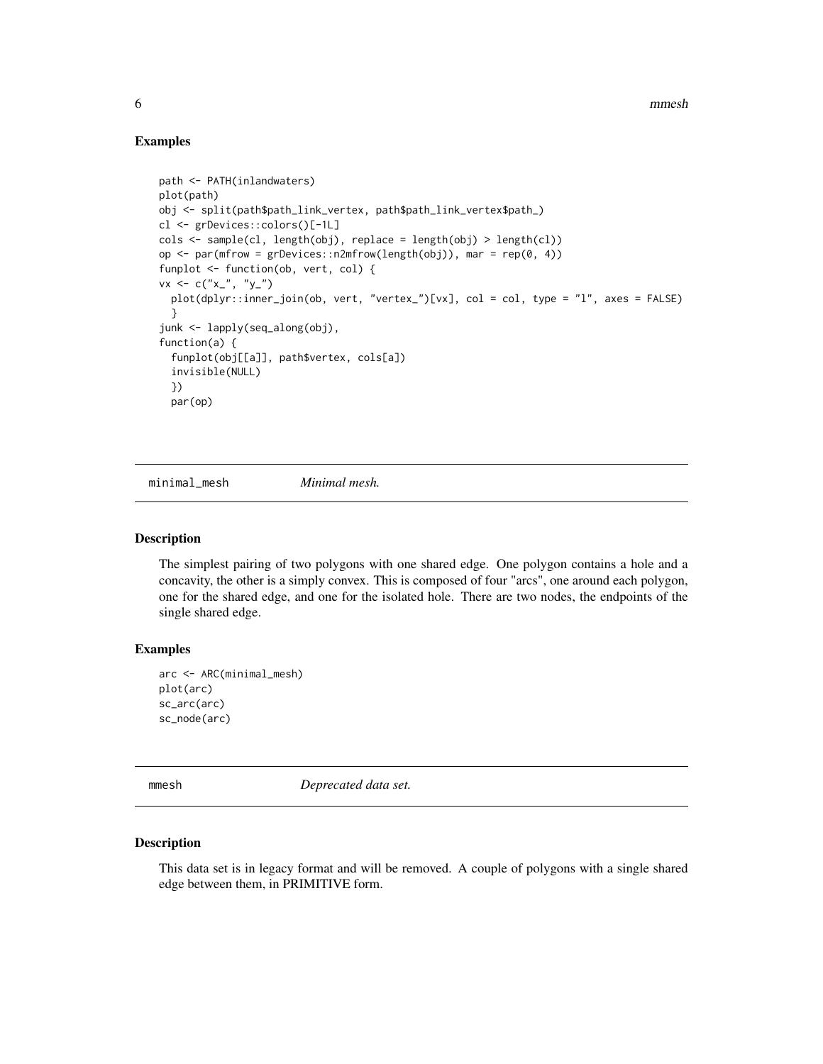## Examples

```
path <- PATH(inlandwaters)
plot(path)
obj <- split(path$path_link_vertex, path$path_link_vertex$path_)
cl <- grDevices::colors()[-1L]
cols <- sample(cl, length(obj), replace = length(obj) > length(cl))
op <- par(mfrow = grDevices::n2mfrow(length(obj)), mar = rep(0, 4))
funplot <- function(ob, vert, col) {
vx <- c("x_", "y_")
  plot(dplyr::inner_join(ob, vert, "vertex_")[vx], col = col, type = "l", axes = FALSE)
  }
junk <- lapply(seq_along(obj),
function(a) {
  funplot(obj[[a]], path$vertex, cols[a])
  invisible(NULL)
  })
  par(op)
```

---

`minimal_mesh` *Minimal mesh.*

---

## Description

The simplest pairing of two polygons with one shared edge. One polygon contains a hole and a concavity, the other is a simply convex. This is composed of four "arcs", one around each polygon, one for the shared edge, and one for the isolated hole. There are two nodes, the endpoints of the single shared edge.

## Examples

```
arc <- ARC(minimal_mesh)
plot(arc)
sc_arc(arc)
sc_node(arc)
```

---

`mmesh` *Deprecated data set.*

---

## Description

This data set is in legacy format and will be removed. A couple of polygons with a single shared edge between them, in PRIMITIVE form.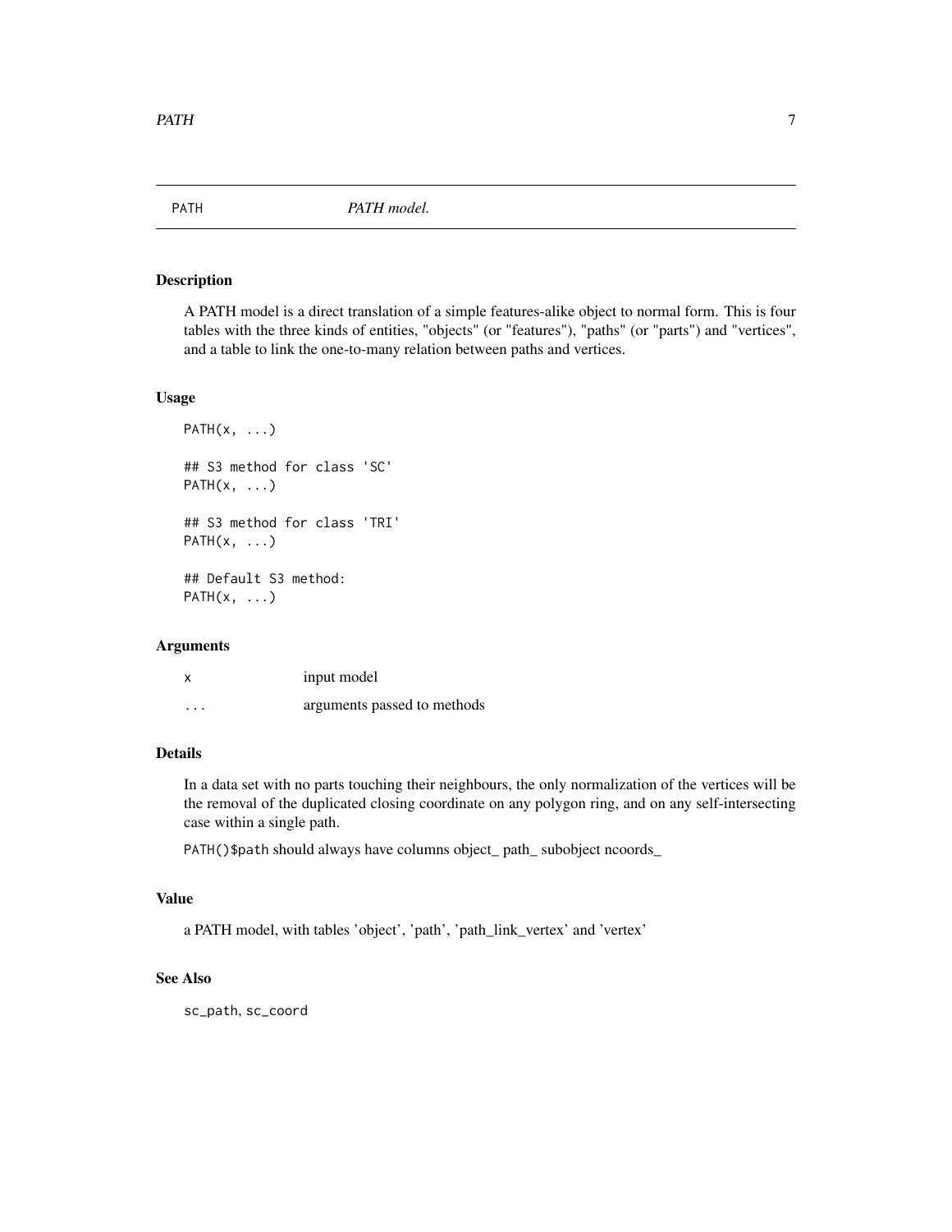# PATH — *PATH model.*

## Description

A PATH model is a direct translation of a simple features-alike object to normal form. This is four tables with the three kinds of entities, "objects" (or "features"), "paths" (or "parts") and "vertices", and a table to link the one-to-many relation between paths and vertices.

## Usage

```
PATH(x, ...)

## S3 method for class 'SC'
PATH(x, ...)

## S3 method for class 'TRI'
PATH(x, ...)

## Default S3 method:
PATH(x, ...)
```

## Arguments

| | |
|---|---|
| x | input model |
| ... | arguments passed to methods |

## Details

In a data set with no parts touching their neighbours, the only normalization of the vertices will be the removal of the duplicated closing coordinate on any polygon ring, and on any self-intersecting case within a single path.

`PATH()$path` should always have columns object_ path_ subobject ncoords_

## Value

a PATH model, with tables 'object', 'path', 'path_link_vertex' and 'vertex'

## See Also

`sc_path`, `sc_coord`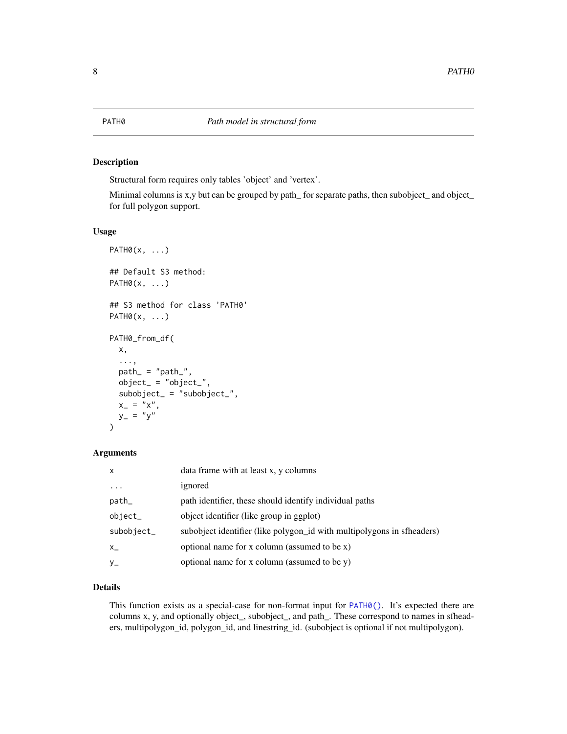# PATH0 — *Path model in structural form*

## Description

Structural form requires only tables 'object' and 'vertex'.

Minimal columns is x,y but can be grouped by path_ for separate paths, then subobject_ and object_ for full polygon support.

## Usage

```
PATH0(x, ...)

## Default S3 method:
PATH0(x, ...)

## S3 method for class 'PATH0'
PATH0(x, ...)

PATH0_from_df(
  x,
  ...,
  path_ = "path_",
  object_ = "object_",
  subobject_ = "subobject_",
  x_ = "x",
  y_ = "y"
)
```

## Arguments

| Argument | Description |
|---|---|
| `x` | data frame with at least x, y columns |
| `...` | ignored |
| `path_` | path identifier, these should identify individual paths |
| `object_` | object identifier (like group in ggplot) |
| `subobject_` | subobject identifier (like polygon_id with multipolygons in sfheaders) |
| `x_` | optional name for x column (assumed to be x) |
| `y_` | optional name for x column (assumed to be y) |

## Details

This function exists as a special-case for non-format input for `PATH0()`. It's expected there are columns x, y, and optionally object_, subobject_, and path_. These correspond to names in sfheaders, multipolygon_id, polygon_id, and linestring_id. (subobject is optional if not multipolygon).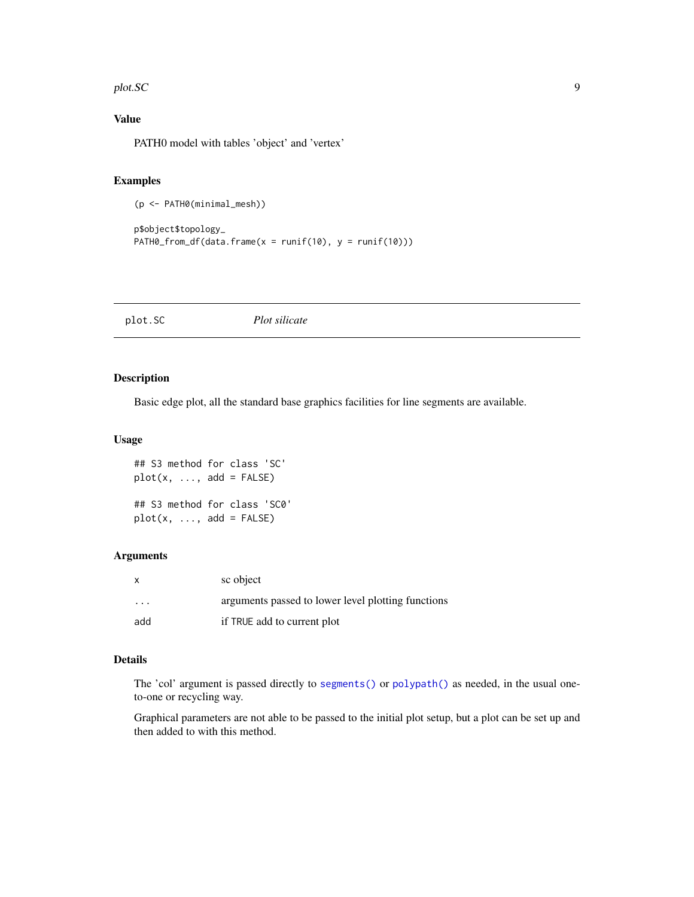## Value

PATH0 model with tables 'object' and 'vertex'

## Examples

```
(p <- PATH0(minimal_mesh))

p$object$topology_
PATH0_from_df(data.frame(x = runif(10), y = runif(10)))
```

---

# plot.SC *Plot silicate*

## Description

Basic edge plot, all the standard base graphics facilities for line segments are available.

## Usage

```
## S3 method for class 'SC'
plot(x, ..., add = FALSE)

## S3 method for class 'SC0'
plot(x, ..., add = FALSE)
```

## Arguments

| | |
|---|---|
| `x` | sc object |
| `...` | arguments passed to lower level plotting functions |
| `add` | if `TRUE` add to current plot |

## Details

The 'col' argument is passed directly to `segments()` or `polypath()` as needed, in the usual one-to-one or recycling way.

Graphical parameters are not able to be passed to the initial plot setup, but a plot can be set up and then added to with this method.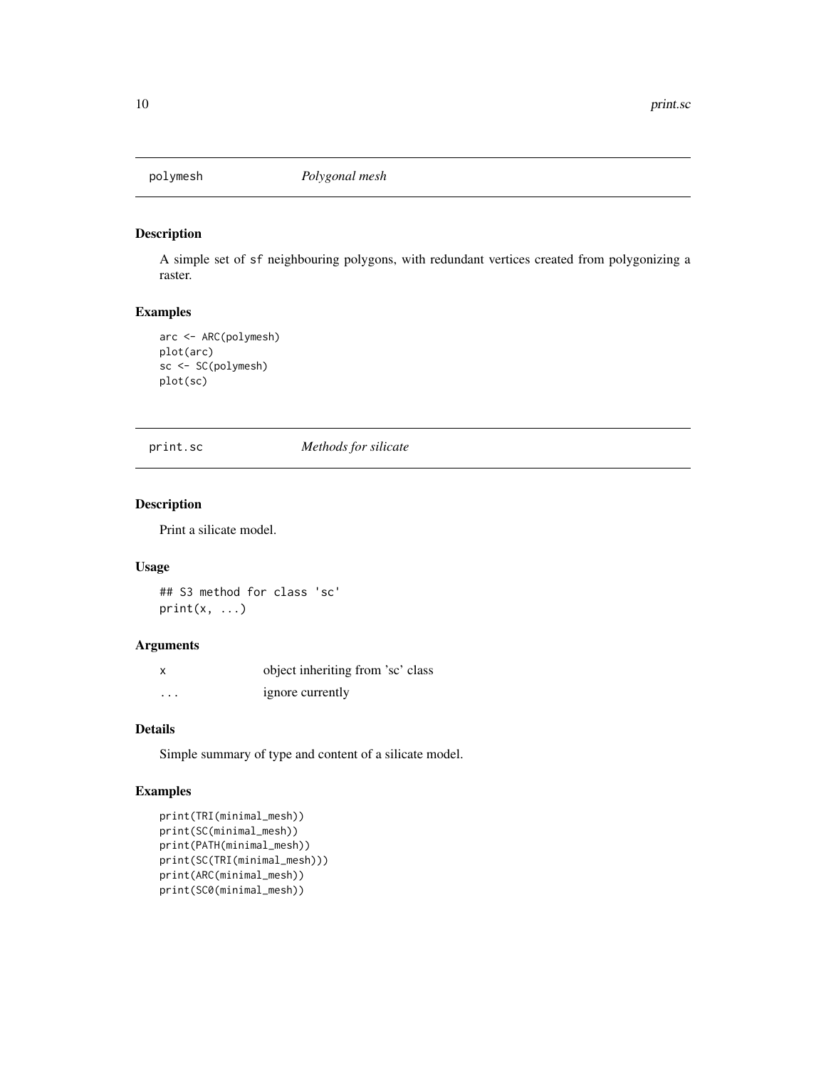## polymesh *Polygonal mesh*

### Description

A simple set of sf neighbouring polygons, with redundant vertices created from polygonizing a raster.

### Examples

```
arc <- ARC(polymesh)
plot(arc)
sc <- SC(polymesh)
plot(sc)
```

## print.sc *Methods for silicate*

### Description

Print a silicate model.

### Usage

```
## S3 method for class 'sc'
print(x, ...)
```

### Arguments

| | |
|---|---|
| x | object inheriting from 'sc' class |
| ... | ignore currently |

### Details

Simple summary of type and content of a silicate model.

### Examples

```
print(TRI(minimal_mesh))
print(SC(minimal_mesh))
print(PATH(minimal_mesh))
print(SC(TRI(minimal_mesh)))
print(ARC(minimal_mesh))
print(SC0(minimal_mesh))
```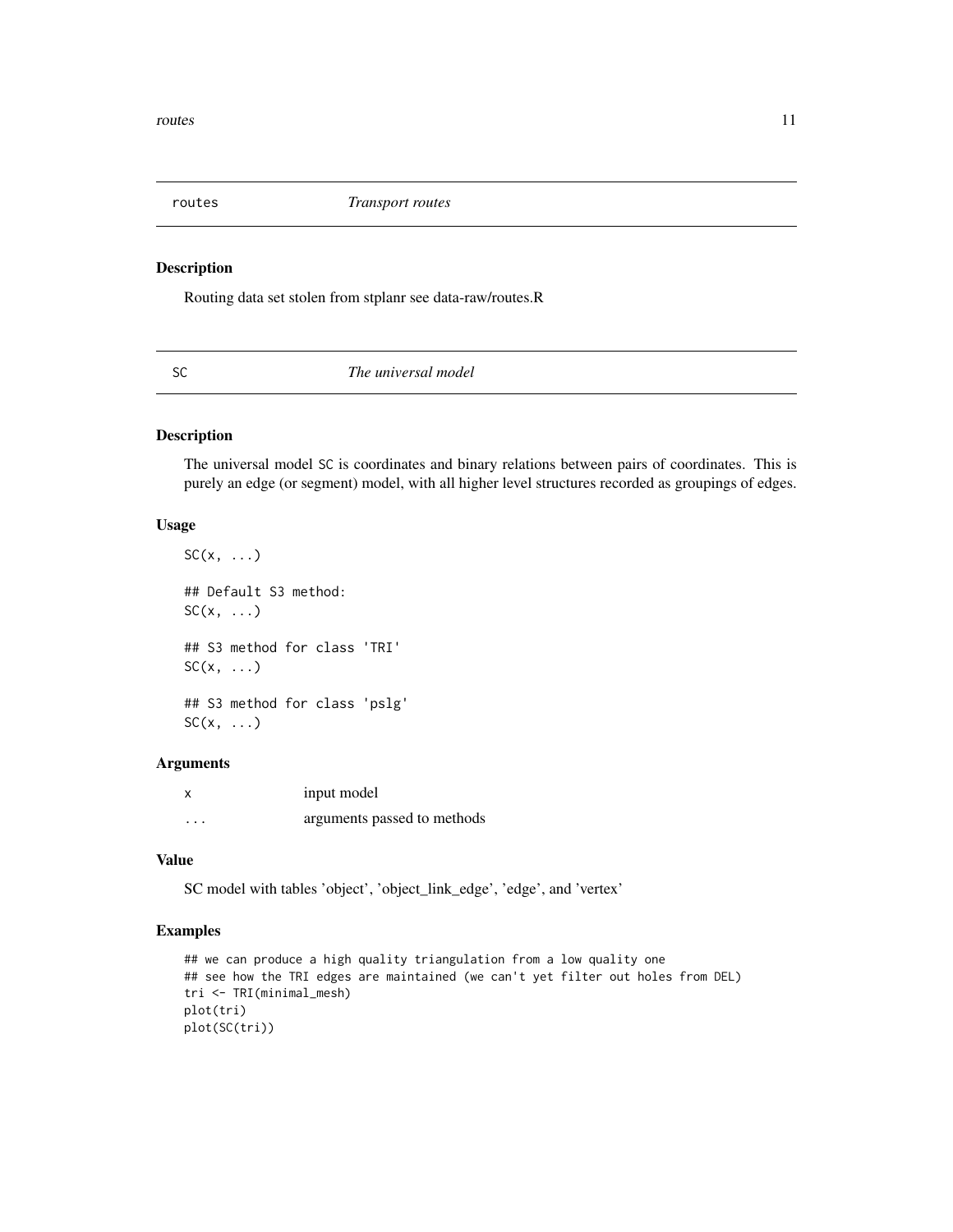## routes — *Transport routes*

### Description

Routing data set stolen from stplanr see data-raw/routes.R

## SC — *The universal model*

### Description

The universal model SC is coordinates and binary relations between pairs of coordinates. This is purely an edge (or segment) model, with all higher level structures recorded as groupings of edges.

### Usage

```
SC(x, ...)

## Default S3 method:
SC(x, ...)

## S3 method for class 'TRI'
SC(x, ...)

## S3 method for class 'pslg'
SC(x, ...)
```

### Arguments

| | |
|---|---|
| x | input model |
| ... | arguments passed to methods |

### Value

SC model with tables 'object', 'object_link_edge', 'edge', and 'vertex'

### Examples

```
## we can produce a high quality triangulation from a low quality one
## see how the TRI edges are maintained (we can't yet filter out holes from DEL)
tri <- TRI(minimal_mesh)
plot(tri)
plot(SC(tri))
```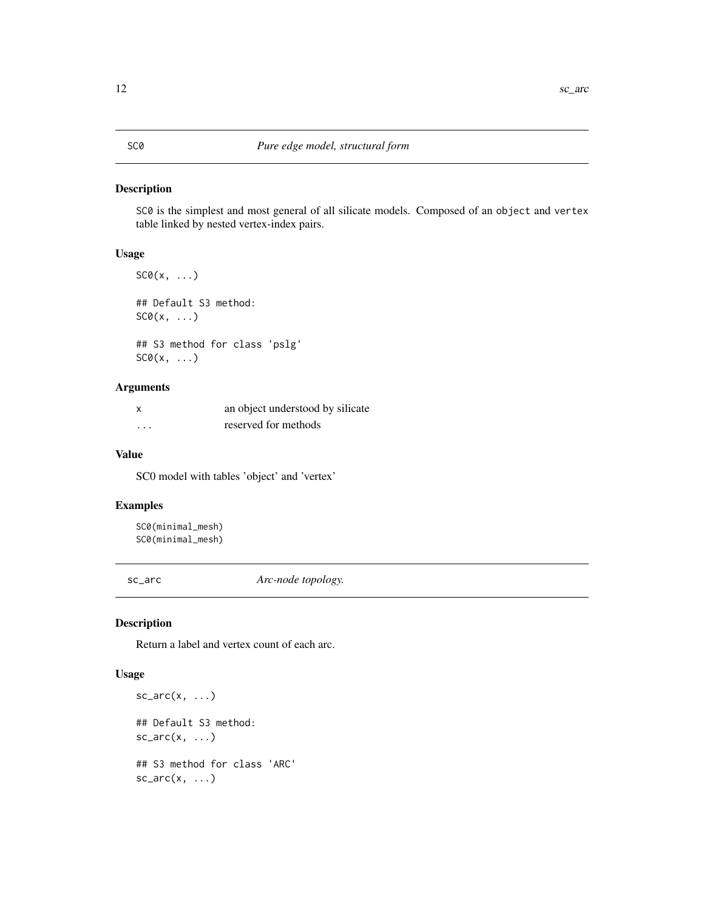## SC0 *Pure edge model, structural form*

### Description

SC0 is the simplest and most general of all silicate models. Composed of an object and vertex table linked by nested vertex-index pairs.

### Usage

```
SC0(x, ...)

## Default S3 method:
SC0(x, ...)

## S3 method for class 'pslg'
SC0(x, ...)
```

### Arguments

| | |
|---|---|
| x | an object understood by silicate |
| ... | reserved for methods |

### Value

SC0 model with tables 'object' and 'vertex'

### Examples

```
SC0(minimal_mesh)
SC0(minimal_mesh)
```

## sc_arc *Arc-node topology.*

### Description

Return a label and vertex count of each arc.

### Usage

```
sc_arc(x, ...)

## Default S3 method:
sc_arc(x, ...)

## S3 method for class 'ARC'
sc_arc(x, ...)
```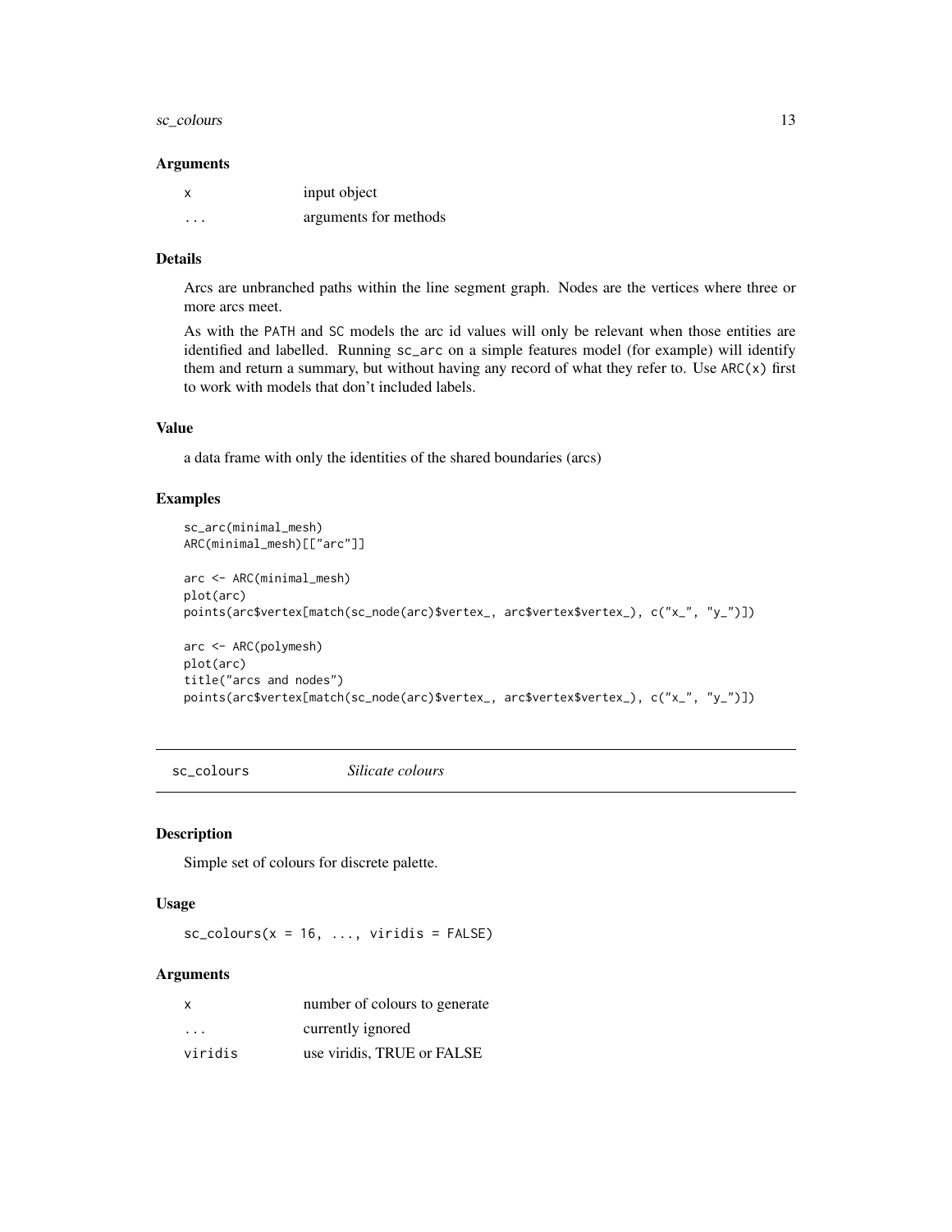### Arguments

| | |
|---|---|
| x | input object |
| ... | arguments for methods |

### Details

Arcs are unbranched paths within the line segment graph. Nodes are the vertices where three or more arcs meet.

As with the `PATH` and `SC` models the arc id values will only be relevant when those entities are identified and labelled. Running `sc_arc` on a simple features model (for example) will identify them and return a summary, but without having any record of what they refer to. Use `ARC(x)` first to work with models that don't included labels.

### Value

a data frame with only the identities of the shared boundaries (arcs)

### Examples

```
sc_arc(minimal_mesh)
ARC(minimal_mesh)[["arc"]]

arc <- ARC(minimal_mesh)
plot(arc)
points(arc$vertex[match(sc_node(arc)$vertex_, arc$vertex$vertex_), c("x_", "y_")])

arc <- ARC(polymesh)
plot(arc)
title("arcs and nodes")
points(arc$vertex[match(sc_node(arc)$vertex_, arc$vertex$vertex_), c("x_", "y_")])
```

---

## sc_colours — *Silicate colours*

### Description

Simple set of colours for discrete palette.

### Usage

```
sc_colours(x = 16, ..., viridis = FALSE)
```

### Arguments

| | |
|---|---|
| x | number of colours to generate |
| ... | currently ignored |
| viridis | use viridis, TRUE or FALSE |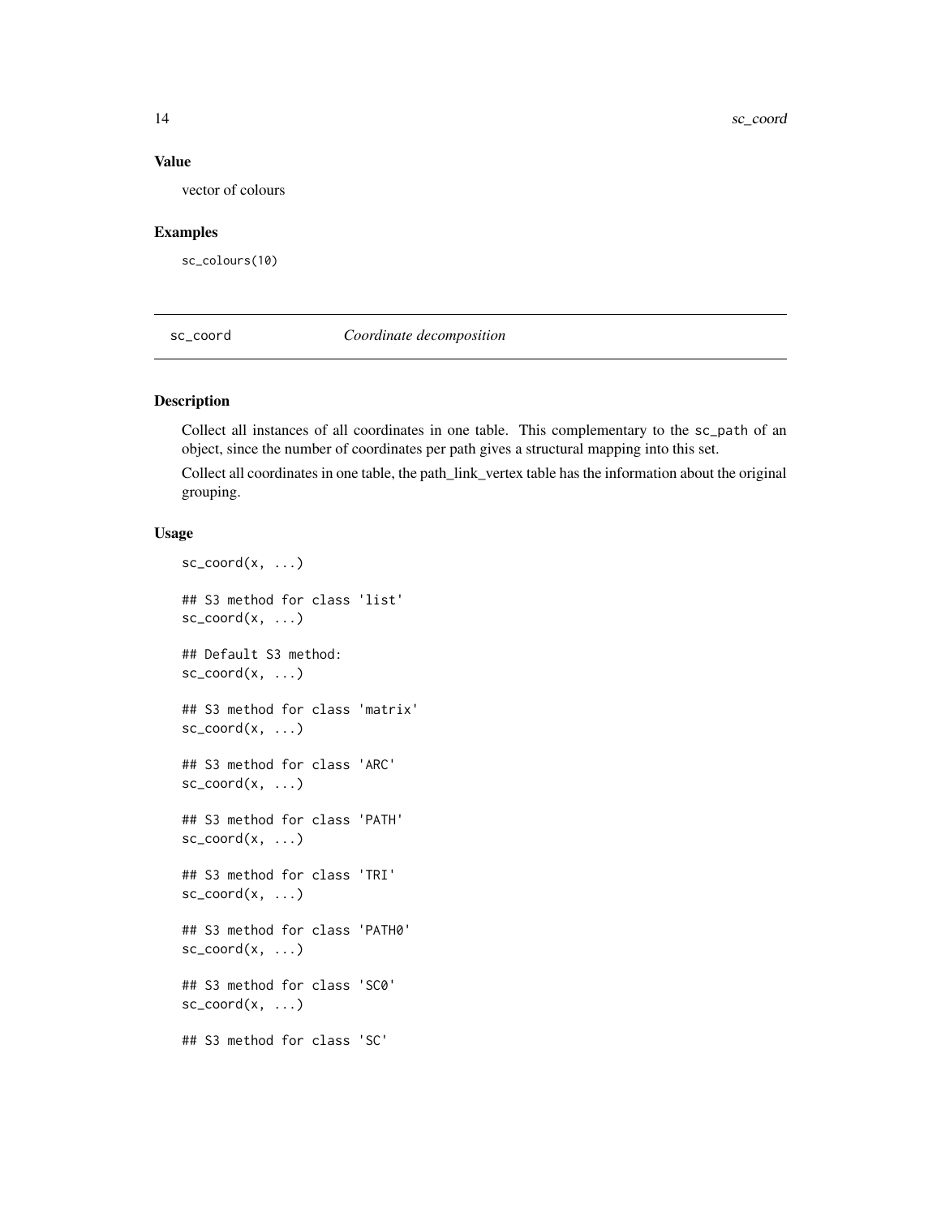### Value

vector of colours

### Examples

```
sc_colours(10)
```

---

## sc_coord &nbsp;&nbsp;&nbsp;&nbsp; *Coordinate decomposition*

---

### Description

Collect all instances of all coordinates in one table. This complementary to the `sc_path` of an object, since the number of coordinates per path gives a structural mapping into this set.

Collect all coordinates in one table, the path_link_vertex table has the information about the original grouping.

### Usage

```
sc_coord(x, ...)

## S3 method for class 'list'
sc_coord(x, ...)

## Default S3 method:
sc_coord(x, ...)

## S3 method for class 'matrix'
sc_coord(x, ...)

## S3 method for class 'ARC'
sc_coord(x, ...)

## S3 method for class 'PATH'
sc_coord(x, ...)

## S3 method for class 'TRI'
sc_coord(x, ...)

## S3 method for class 'PATH0'
sc_coord(x, ...)

## S3 method for class 'SC0'
sc_coord(x, ...)

## S3 method for class 'SC'
```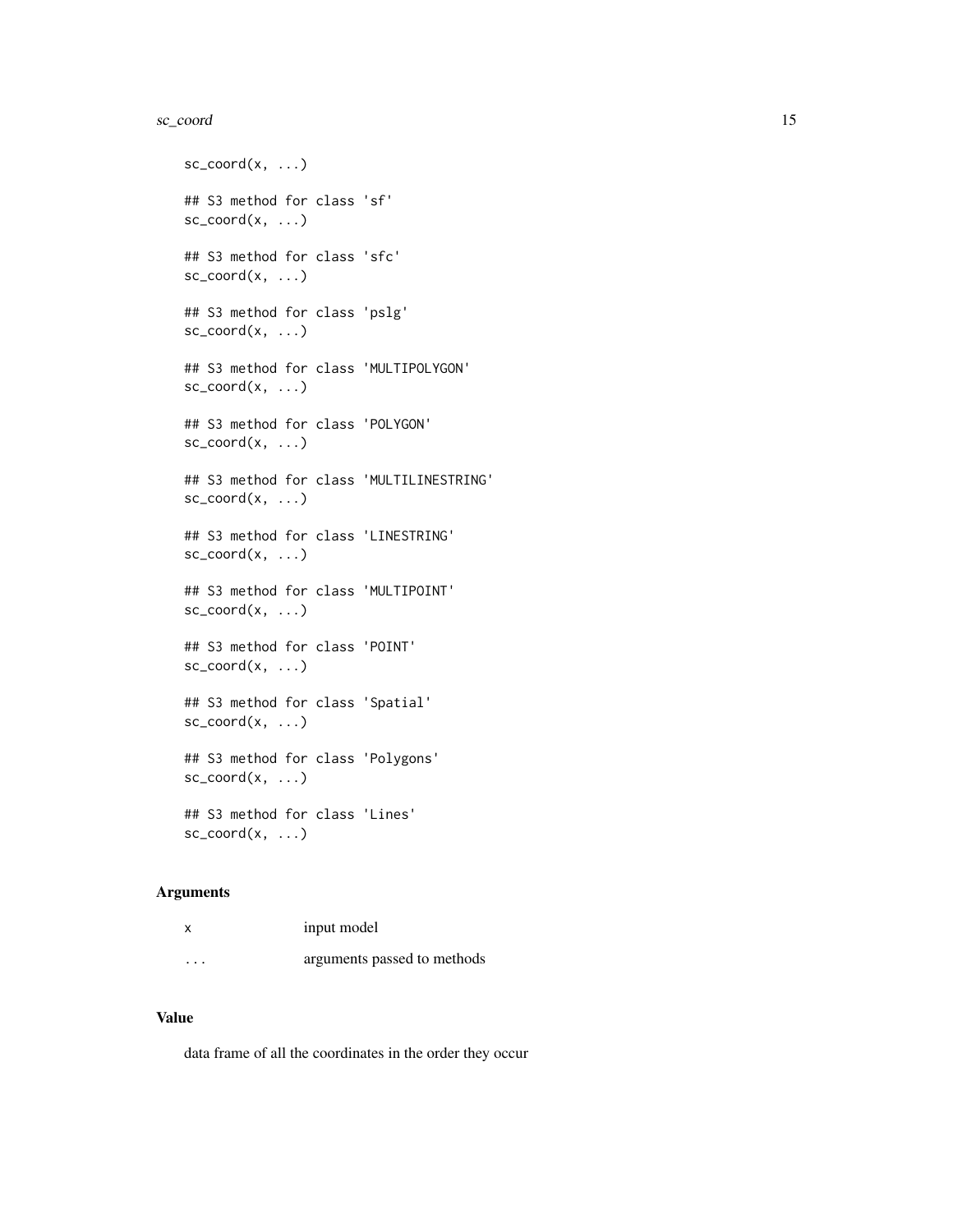```
sc_coord(x, ...)

## S3 method for class 'sf'
sc_coord(x, ...)

## S3 method for class 'sfc'
sc_coord(x, ...)

## S3 method for class 'pslg'
sc_coord(x, ...)

## S3 method for class 'MULTIPOLYGON'
sc_coord(x, ...)

## S3 method for class 'POLYGON'
sc_coord(x, ...)

## S3 method for class 'MULTILINESTRING'
sc_coord(x, ...)

## S3 method for class 'LINESTRING'
sc_coord(x, ...)

## S3 method for class 'MULTIPOINT'
sc_coord(x, ...)

## S3 method for class 'POINT'
sc_coord(x, ...)

## S3 method for class 'Spatial'
sc_coord(x, ...)

## S3 method for class 'Polygons'
sc_coord(x, ...)

## S3 method for class 'Lines'
sc_coord(x, ...)
```

### Arguments

| | |
|---|---|
| x | input model |
| ... | arguments passed to methods |

### Value

data frame of all the coordinates in the order they occur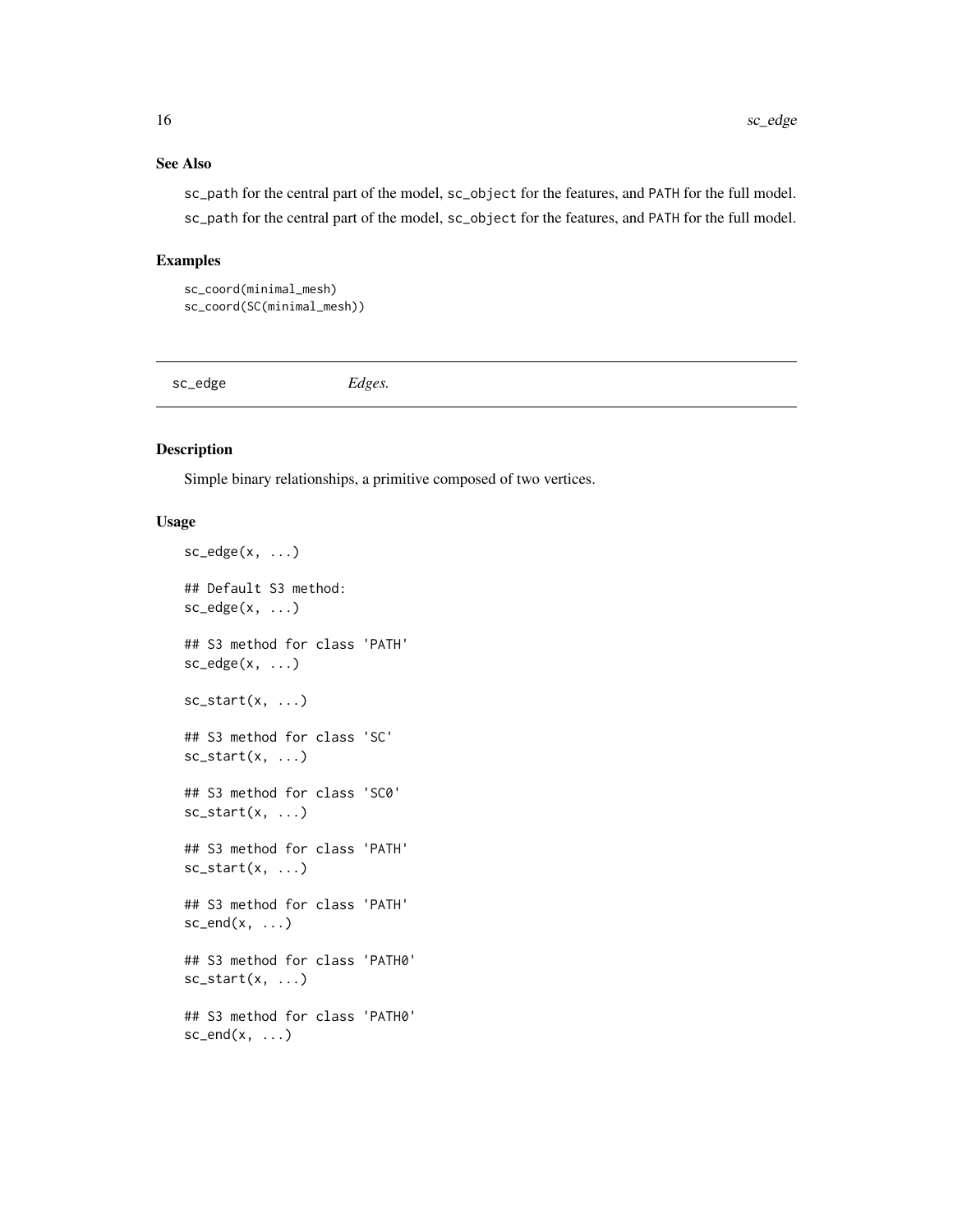## See Also

`sc_path` for the central part of the model, `sc_object` for the features, and `PATH` for the full model.

`sc_path` for the central part of the model, `sc_object` for the features, and `PATH` for the full model.

## Examples

```
sc_coord(minimal_mesh)
sc_coord(SC(minimal_mesh))
```

---

# sc_edge *Edges.*

---

## Description

Simple binary relationships, a primitive composed of two vertices.

## Usage

```
sc_edge(x, ...)

## Default S3 method:
sc_edge(x, ...)

## S3 method for class 'PATH'
sc_edge(x, ...)

sc_start(x, ...)

## S3 method for class 'SC'
sc_start(x, ...)

## S3 method for class 'SC0'
sc_start(x, ...)

## S3 method for class 'PATH'
sc_start(x, ...)

## S3 method for class 'PATH'
sc_end(x, ...)

## S3 method for class 'PATH0'
sc_start(x, ...)

## S3 method for class 'PATH0'
sc_end(x, ...)
```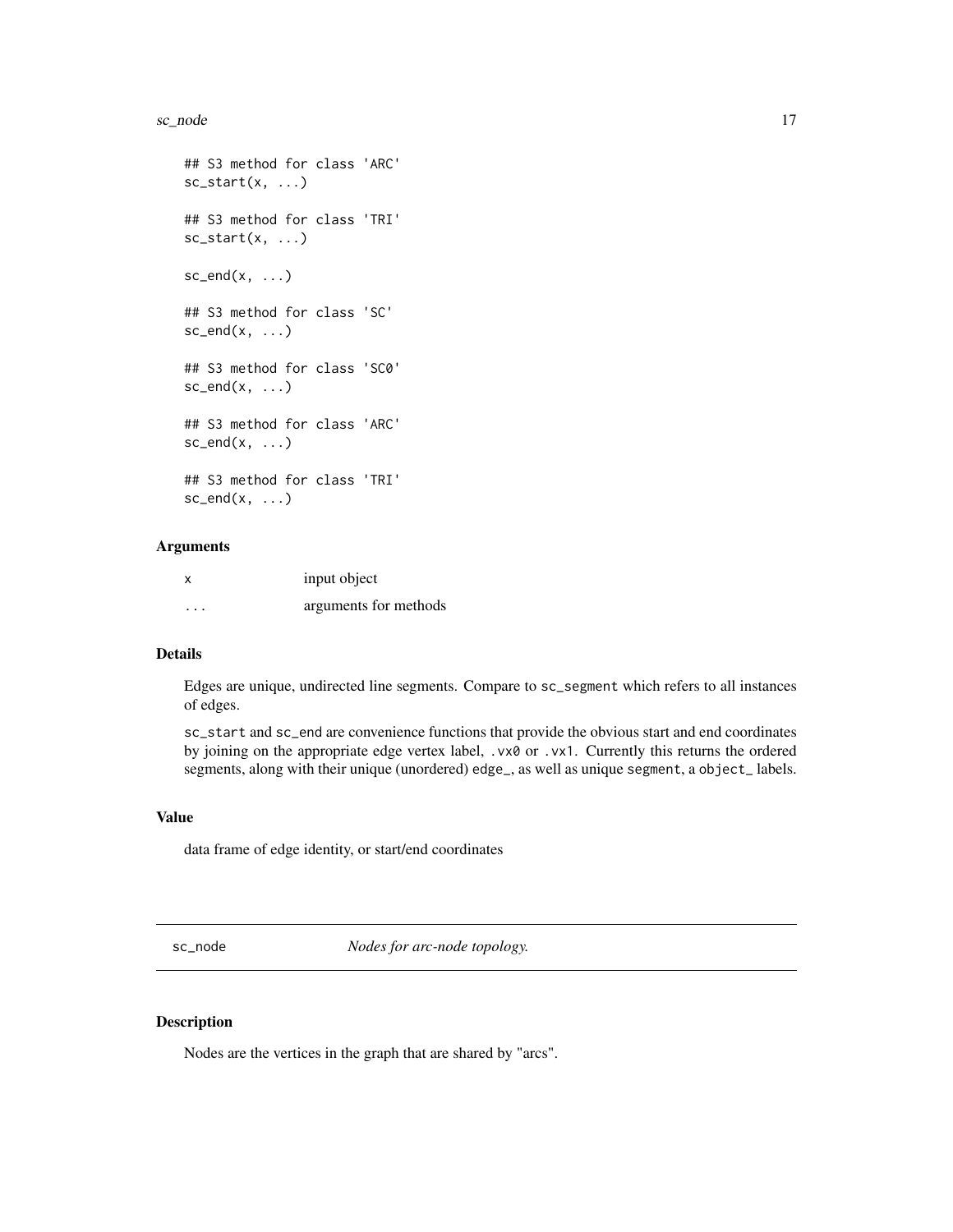```
## S3 method for class 'ARC'
sc_start(x, ...)

## S3 method for class 'TRI'
sc_start(x, ...)

sc_end(x, ...)

## S3 method for class 'SC'
sc_end(x, ...)

## S3 method for class 'SC0'
sc_end(x, ...)

## S3 method for class 'ARC'
sc_end(x, ...)

## S3 method for class 'TRI'
sc_end(x, ...)
```

### Arguments

| | |
|---|---|
| x | input object |
| ... | arguments for methods |

### Details

Edges are unique, undirected line segments. Compare to `sc_segment` which refers to all instances of edges.

`sc_start` and `sc_end` are convenience functions that provide the obvious start and end coordinates by joining on the appropriate edge vertex label, `.vx0` or `.vx1`. Currently this returns the ordered segments, along with their unique (unordered) `edge_`, as well as unique `segment`, a `object_` labels.

### Value

data frame of edge identity, or start/end coordinates

---

## sc_node — *Nodes for arc-node topology.*

---

### Description

Nodes are the vertices in the graph that are shared by "arcs".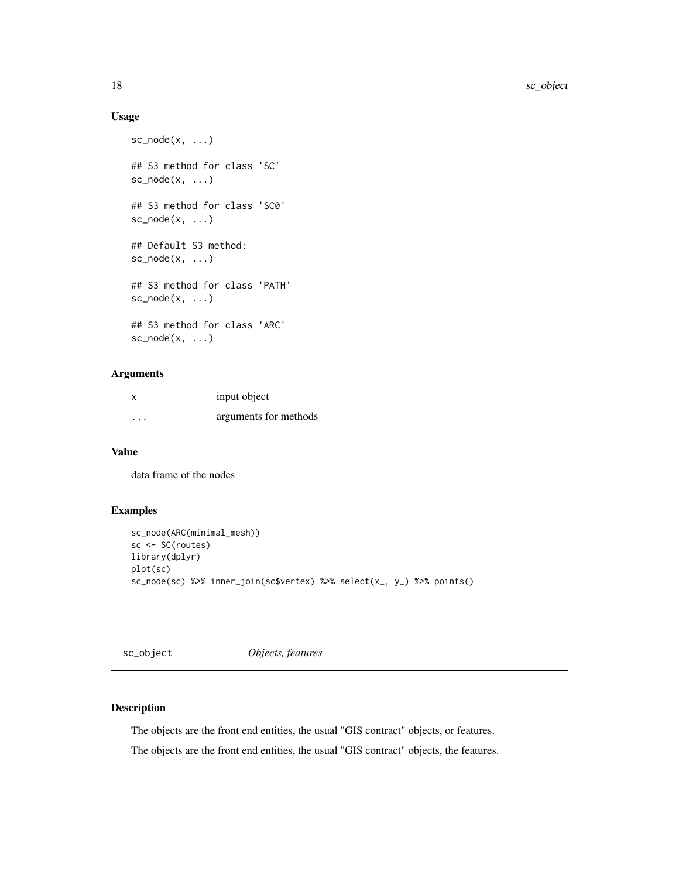## Usage

```
sc_node(x, ...)

## S3 method for class 'SC'
sc_node(x, ...)

## S3 method for class 'SC0'
sc_node(x, ...)

## Default S3 method:
sc_node(x, ...)

## S3 method for class 'PATH'
sc_node(x, ...)

## S3 method for class 'ARC'
sc_node(x, ...)
```

## Arguments

| | |
|---|---|
| x | input object |
| ... | arguments for methods |

## Value

data frame of the nodes

## Examples

```
sc_node(ARC(minimal_mesh))
sc <- SC(routes)
library(dplyr)
plot(sc)
sc_node(sc) %>% inner_join(sc$vertex) %>% select(x_, y_) %>% points()
```

---

# sc_object *Objects, features*

## Description

The objects are the front end entities, the usual "GIS contract" objects, or features.

The objects are the front end entities, the usual "GIS contract" objects, the features.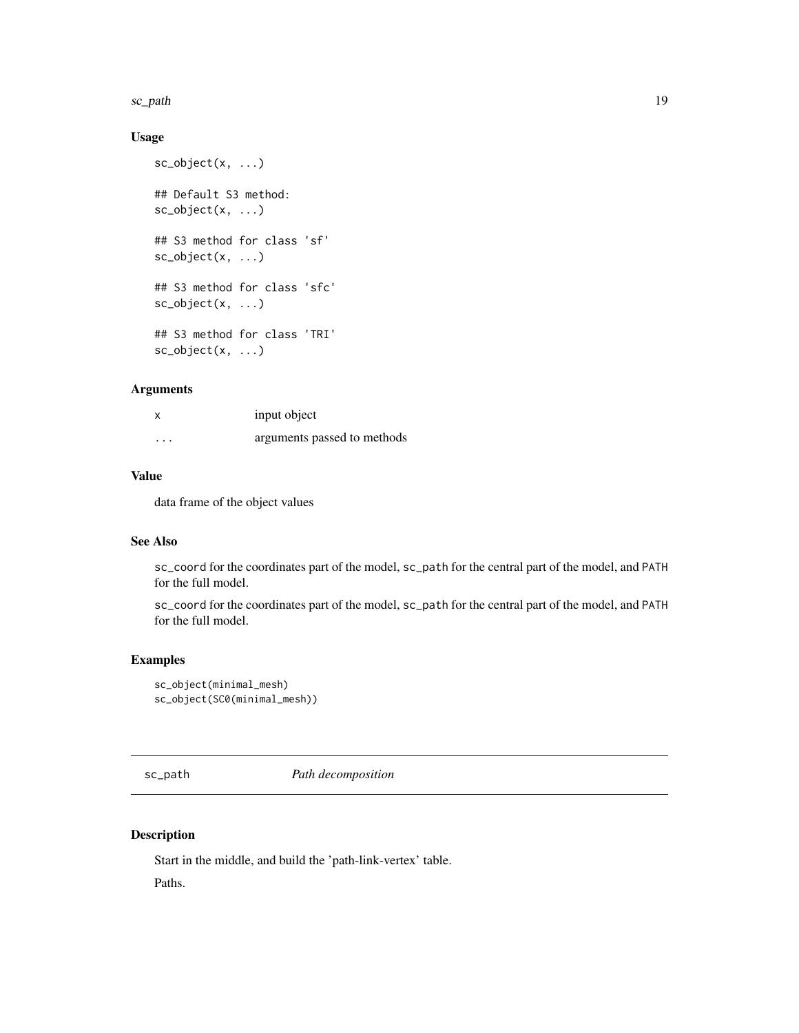### Usage

```
sc_object(x, ...)

## Default S3 method:
sc_object(x, ...)

## S3 method for class 'sf'
sc_object(x, ...)

## S3 method for class 'sfc'
sc_object(x, ...)

## S3 method for class 'TRI'
sc_object(x, ...)
```

### Arguments

| | |
|---|---|
| `x` | input object |
| `...` | arguments passed to methods |

### Value

data frame of the object values

### See Also

`sc_coord` for the coordinates part of the model, `sc_path` for the central part of the model, and `PATH` for the full model.

`sc_coord` for the coordinates part of the model, `sc_path` for the central part of the model, and `PATH` for the full model.

### Examples

```
sc_object(minimal_mesh)
sc_object(SC0(minimal_mesh))
```

---

## `sc_path` *Path decomposition*

---

### Description

Start in the middle, and build the 'path-link-vertex' table.

Paths.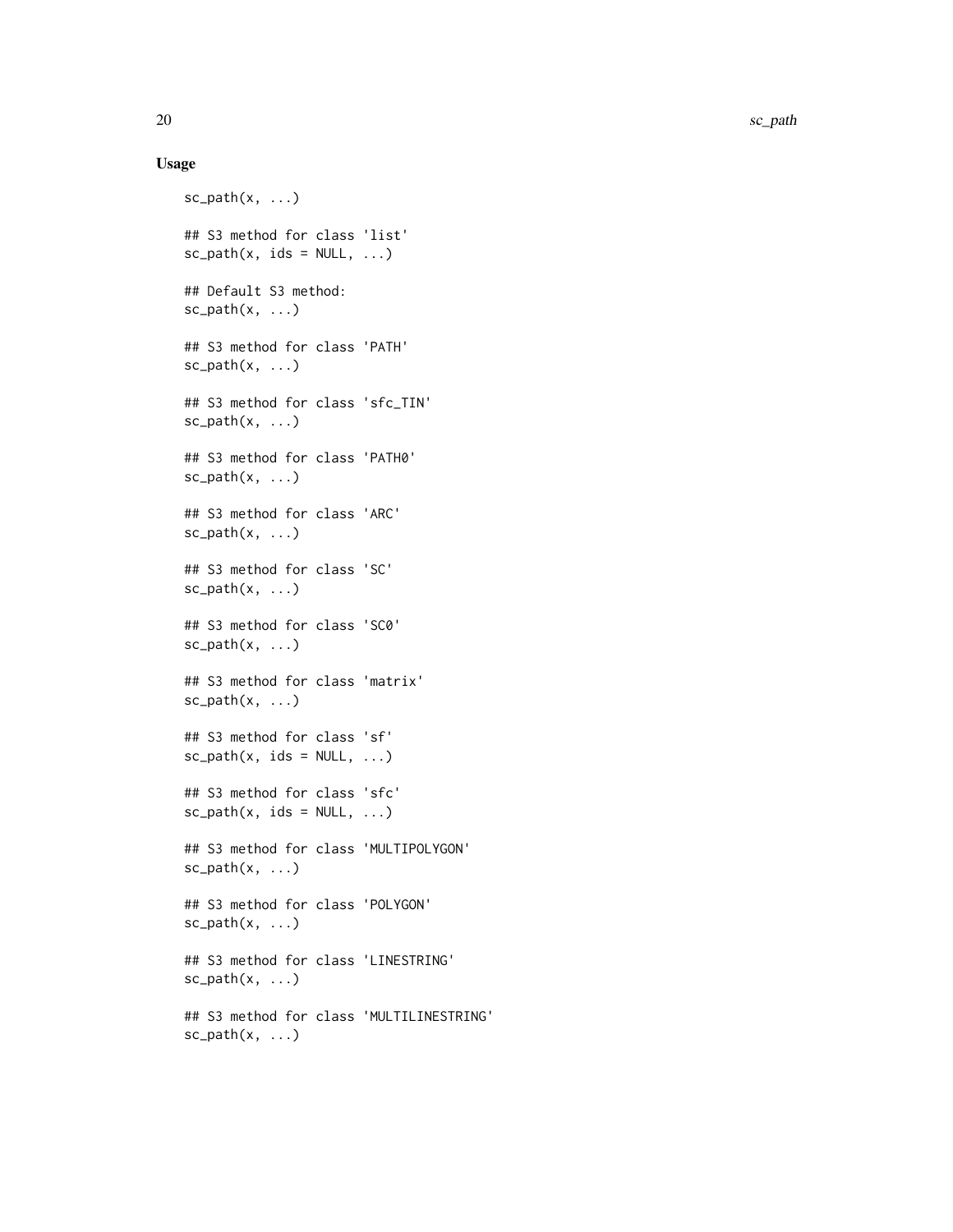## Usage

```
sc_path(x, ...)

## S3 method for class 'list'
sc_path(x, ids = NULL, ...)

## Default S3 method:
sc_path(x, ...)

## S3 method for class 'PATH'
sc_path(x, ...)

## S3 method for class 'sfc_TIN'
sc_path(x, ...)

## S3 method for class 'PATH0'
sc_path(x, ...)

## S3 method for class 'ARC'
sc_path(x, ...)

## S3 method for class 'SC'
sc_path(x, ...)

## S3 method for class 'SC0'
sc_path(x, ...)

## S3 method for class 'matrix'
sc_path(x, ...)

## S3 method for class 'sf'
sc_path(x, ids = NULL, ...)

## S3 method for class 'sfc'
sc_path(x, ids = NULL, ...)

## S3 method for class 'MULTIPOLYGON'
sc_path(x, ...)

## S3 method for class 'POLYGON'
sc_path(x, ...)

## S3 method for class 'LINESTRING'
sc_path(x, ...)

## S3 method for class 'MULTILINESTRING'
sc_path(x, ...)
```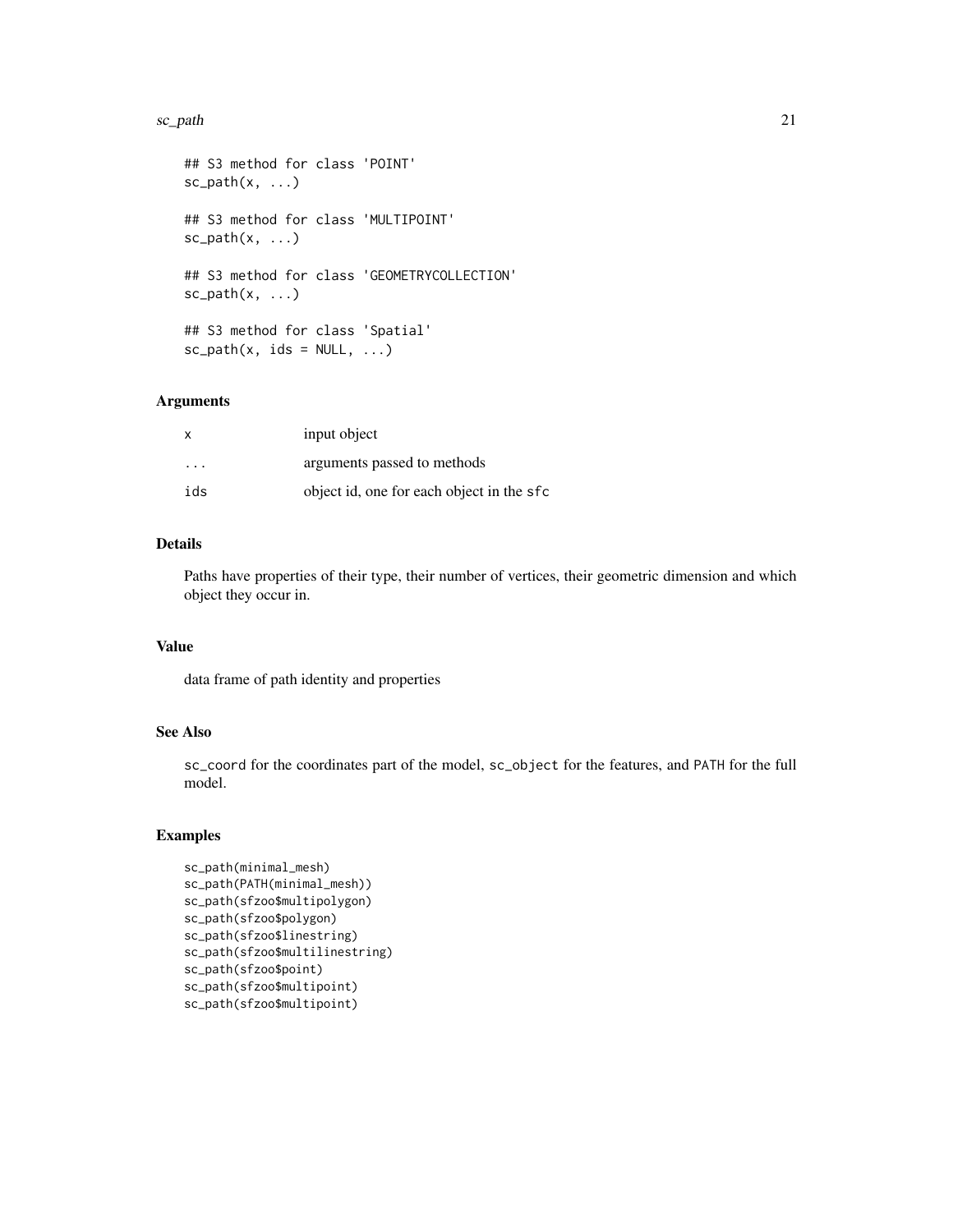```
## S3 method for class 'POINT'
sc_path(x, ...)

## S3 method for class 'MULTIPOINT'
sc_path(x, ...)

## S3 method for class 'GEOMETRYCOLLECTION'
sc_path(x, ...)

## S3 method for class 'Spatial'
sc_path(x, ids = NULL, ...)
```

### Arguments

| | |
|---|---|
| x | input object |
| ... | arguments passed to methods |
| ids | object id, one for each object in the sfc |

### Details

Paths have properties of their type, their number of vertices, their geometric dimension and which object they occur in.

### Value

data frame of path identity and properties

### See Also

sc_coord for the coordinates part of the model, sc_object for the features, and PATH for the full model.

### Examples

```
sc_path(minimal_mesh)
sc_path(PATH(minimal_mesh))
sc_path(sfzoo$multipolygon)
sc_path(sfzoo$polygon)
sc_path(sfzoo$linestring)
sc_path(sfzoo$multilinestring)
sc_path(sfzoo$point)
sc_path(sfzoo$multipoint)
sc_path(sfzoo$multipoint)
```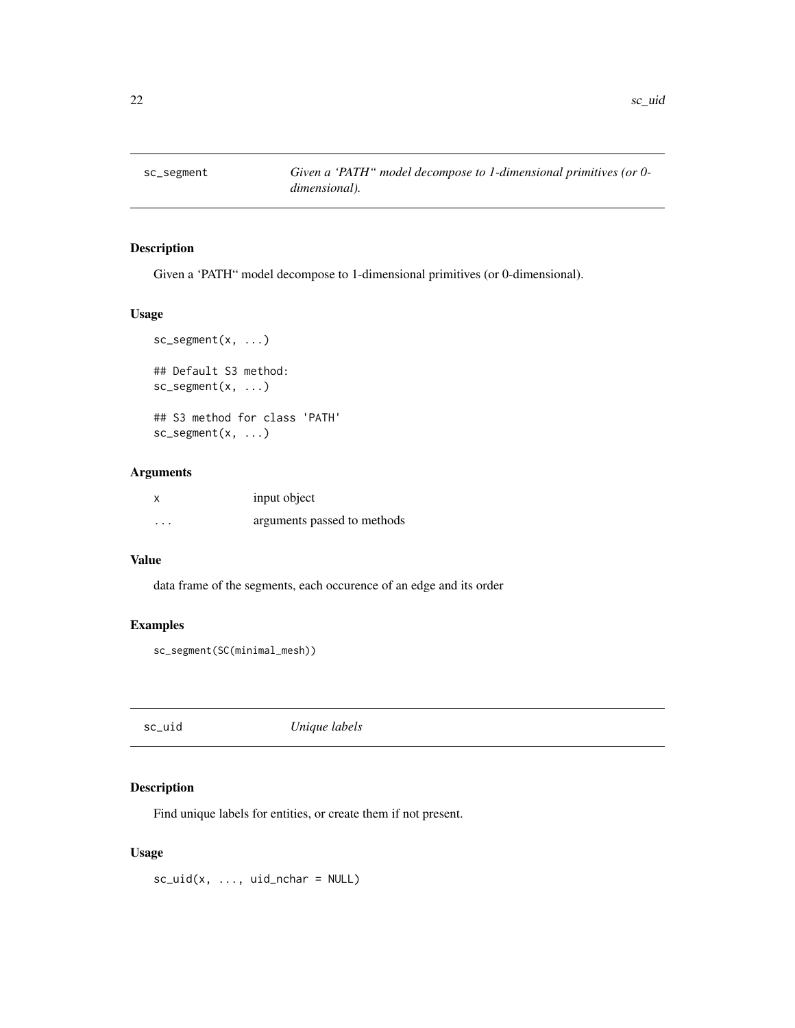## sc_segment — *Given a 'PATH" model decompose to 1-dimensional primitives (or 0-dimensional).*

### Description

Given a 'PATH" model decompose to 1-dimensional primitives (or 0-dimensional).

### Usage

```
sc_segment(x, ...)

## Default S3 method:
sc_segment(x, ...)

## S3 method for class 'PATH'
sc_segment(x, ...)
```

### Arguments

| | |
|---|---|
| x | input object |
| ... | arguments passed to methods |

### Value

data frame of the segments, each occurence of an edge and its order

### Examples

```
sc_segment(SC(minimal_mesh))
```

## sc_uid — *Unique labels*

### Description

Find unique labels for entities, or create them if not present.

### Usage

```
sc_uid(x, ..., uid_nchar = NULL)
```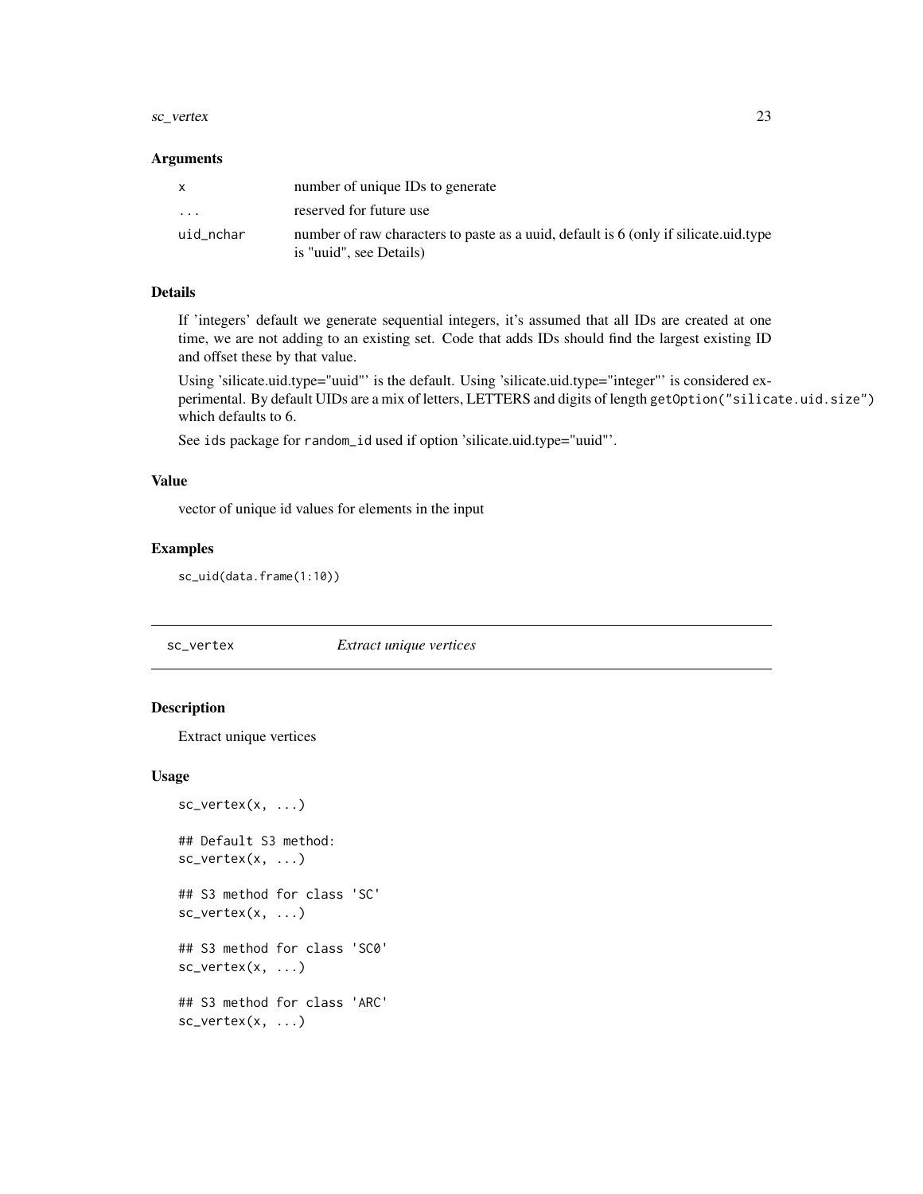### Arguments

| | |
|---|---|
| x | number of unique IDs to generate |
| ... | reserved for future use |
| uid_nchar | number of raw characters to paste as a uuid, default is 6 (only if silicate.uid.type is "uuid", see Details) |

### Details

If 'integers' default we generate sequential integers, it's assumed that all IDs are created at one time, we are not adding to an existing set. Code that adds IDs should find the largest existing ID and offset these by that value.

Using 'silicate.uid.type="uuid"' is the default. Using 'silicate.uid.type="integer"' is considered experimental. By default UIDs are a mix of letters, LETTERS and digits of length `getOption("silicate.uid.size")` which defaults to 6.

See `ids` package for `random_id` used if option 'silicate.uid.type="uuid"'.

### Value

vector of unique id values for elements in the input

### Examples

```
sc_uid(data.frame(1:10))
```

---

## sc_vertex *Extract unique vertices*

### Description

Extract unique vertices

### Usage

```
sc_vertex(x, ...)

## Default S3 method:
sc_vertex(x, ...)

## S3 method for class 'SC'
sc_vertex(x, ...)

## S3 method for class 'SC0'
sc_vertex(x, ...)

## S3 method for class 'ARC'
sc_vertex(x, ...)
```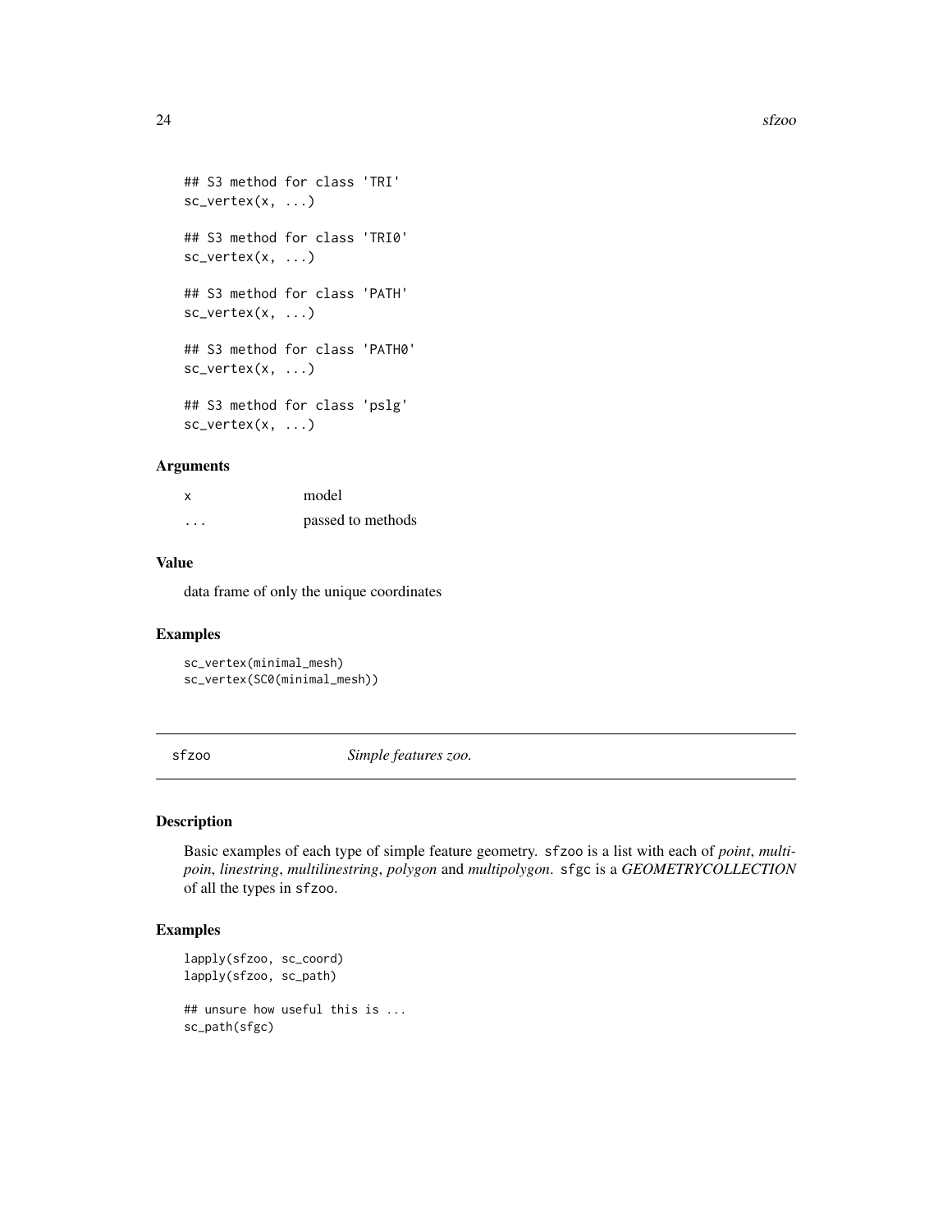```
## S3 method for class 'TRI'
sc_vertex(x, ...)

## S3 method for class 'TRI0'
sc_vertex(x, ...)

## S3 method for class 'PATH'
sc_vertex(x, ...)

## S3 method for class 'PATH0'
sc_vertex(x, ...)

## S3 method for class 'pslg'
sc_vertex(x, ...)
```

### Arguments

| | |
|---|---|
| x | model |
| ... | passed to methods |

### Value

data frame of only the unique coordinates

### Examples

```
sc_vertex(minimal_mesh)
sc_vertex(SC0(minimal_mesh))
```

## sfzoo — *Simple features zoo.*

### Description

Basic examples of each type of simple feature geometry. `sfzoo` is a list with each of *point*, *multipoin*, *linestring*, *multilinestring*, *polygon* and *multipolygon*. `sfgc` is a *GEOMETRYCOLLECTION* of all the types in `sfzoo`.

### Examples

```
lapply(sfzoo, sc_coord)
lapply(sfzoo, sc_path)

## unsure how useful this is ...
sc_path(sfgc)
```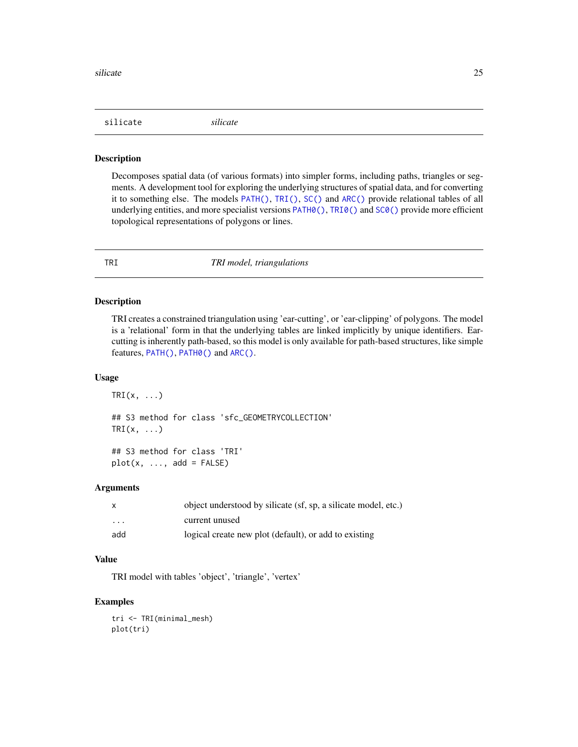## silicate — *silicate*

### Description

Decomposes spatial data (of various formats) into simpler forms, including paths, triangles or segments. A development tool for exploring the underlying structures of spatial data, and for converting it to something else. The models `PATH()`, `TRI()`, `SC()` and `ARC()` provide relational tables of all underlying entities, and more specialist versions `PATH0()`, `TRI0()` and `SC0()` provide more efficient topological representations of polygons or lines.

## TRI — *TRI model, triangulations*

### Description

TRI creates a constrained triangulation using 'ear-cutting', or 'ear-clipping' of polygons. The model is a 'relational' form in that the underlying tables are linked implicitly by unique identifiers. Ear-cutting is inherently path-based, so this model is only available for path-based structures, like simple features, `PATH()`, `PATH0()` and `ARC()`.

### Usage

```
TRI(x, ...)

## S3 method for class 'sfc_GEOMETRYCOLLECTION'
TRI(x, ...)

## S3 method for class 'TRI'
plot(x, ..., add = FALSE)
```

### Arguments

| | |
|---|---|
| x | object understood by silicate (sf, sp, a silicate model, etc.) |
| ... | current unused |
| add | logical create new plot (default), or add to existing |

### Value

TRI model with tables 'object', 'triangle', 'vertex'

### Examples

```
tri <- TRI(minimal_mesh)
plot(tri)
```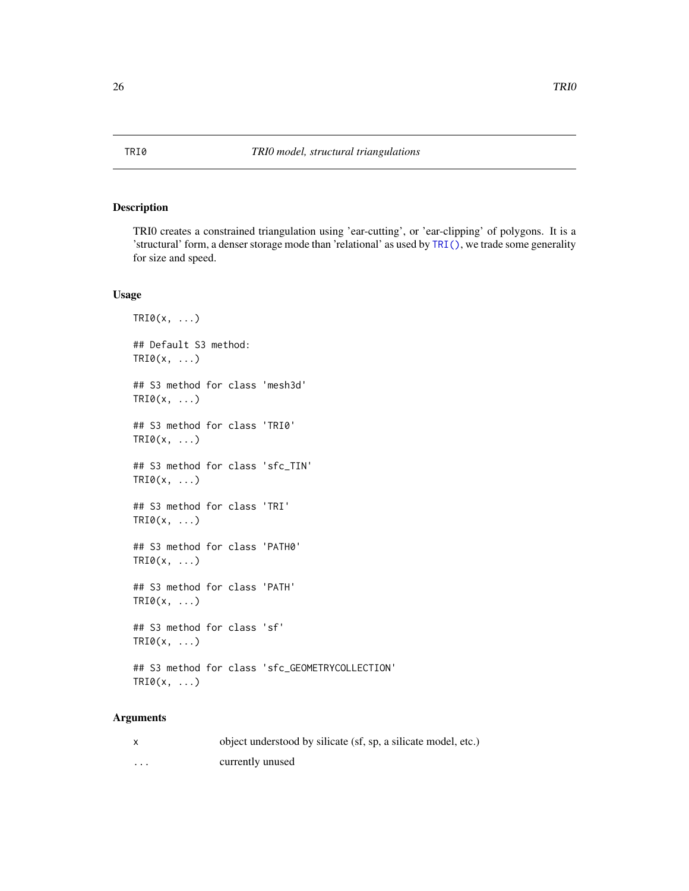TRI0 — *TRI0 model, structural triangulations*

## Description

TRI0 creates a constrained triangulation using 'ear-cutting', or 'ear-clipping' of polygons. It is a 'structural' form, a denser storage mode than 'relational' as used by TRI(), we trade some generality for size and speed.

## Usage

```
TRI0(x, ...)

## Default S3 method:
TRI0(x, ...)

## S3 method for class 'mesh3d'
TRI0(x, ...)

## S3 method for class 'TRI0'
TRI0(x, ...)

## S3 method for class 'sfc_TIN'
TRI0(x, ...)

## S3 method for class 'TRI'
TRI0(x, ...)

## S3 method for class 'PATH0'
TRI0(x, ...)

## S3 method for class 'PATH'
TRI0(x, ...)

## S3 method for class 'sf'
TRI0(x, ...)

## S3 method for class 'sfc_GEOMETRYCOLLECTION'
TRI0(x, ...)
```

## Arguments

| | |
|---|---|
| x | object understood by silicate (sf, sp, a silicate model, etc.) |
| ... | currently unused |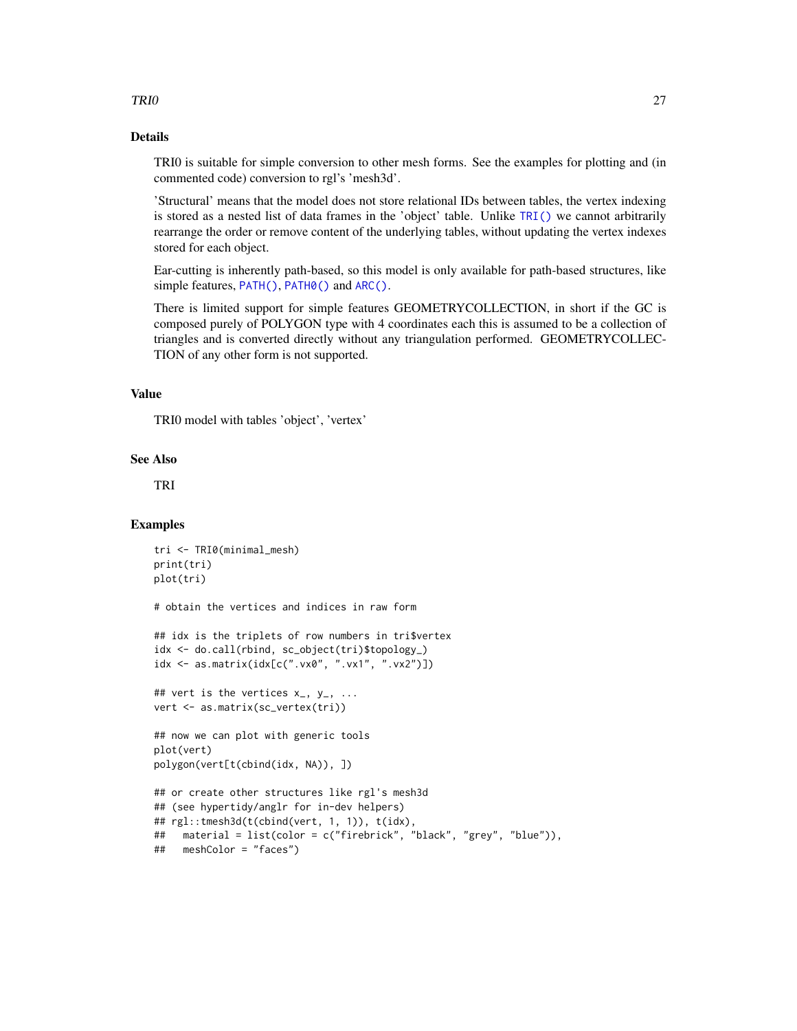## Details

TRI0 is suitable for simple conversion to other mesh forms. See the examples for plotting and (in commented code) conversion to rgl's 'mesh3d'.

'Structural' means that the model does not store relational IDs between tables, the vertex indexing is stored as a nested list of data frames in the 'object' table. Unlike `TRI()` we cannot arbitrarily rearrange the order or remove content of the underlying tables, without updating the vertex indexes stored for each object.

Ear-cutting is inherently path-based, so this model is only available for path-based structures, like simple features, `PATH()`, `PATH0()` and `ARC()`.

There is limited support for simple features GEOMETRYCOLLECTION, in short if the GC is composed purely of POLYGON type with 4 coordinates each this is assumed to be a collection of triangles and is converted directly without any triangulation performed. GEOMETRYCOLLECTION of any other form is not supported.

## Value

TRI0 model with tables 'object', 'vertex'

## See Also

TRI

## Examples

```
tri <- TRI0(minimal_mesh)
print(tri)
plot(tri)

# obtain the vertices and indices in raw form

## idx is the triplets of row numbers in tri$vertex
idx <- do.call(rbind, sc_object(tri)$topology_)
idx <- as.matrix(idx[c(".vx0", ".vx1", ".vx2")])

## vert is the vertices x_, y_, ...
vert <- as.matrix(sc_vertex(tri))

## now we can plot with generic tools
plot(vert)
polygon(vert[t(cbind(idx, NA)), ])

## or create other structures like rgl's mesh3d
## (see hypertidy/anglr for in-dev helpers)
## rgl::tmesh3d(t(cbind(vert, 1, 1)), t(idx),
##   material = list(color = c("firebrick", "black", "grey", "blue")),
##   meshColor = "faces")
```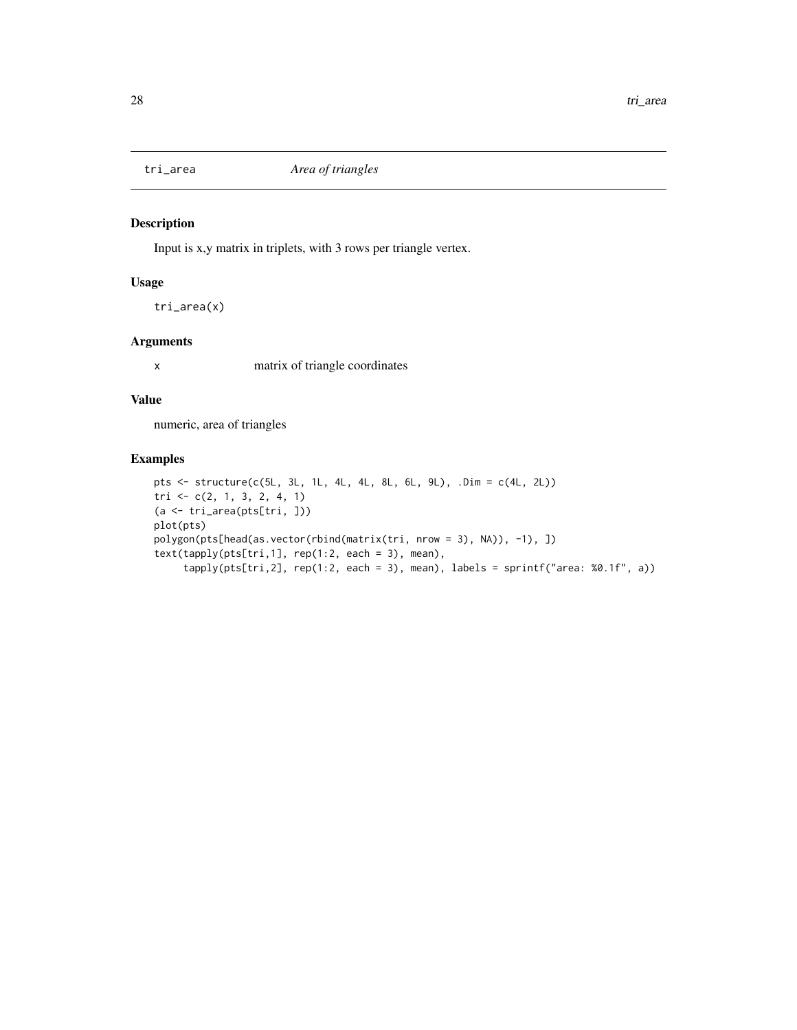## tri_area    *Area of triangles*

### Description

Input is x,y matrix in triplets, with 3 rows per triangle vertex.

### Usage

```
tri_area(x)
```

### Arguments

| | |
|---|---|
| x | matrix of triangle coordinates |

### Value

numeric, area of triangles

### Examples

```
pts <- structure(c(5L, 3L, 1L, 4L, 4L, 8L, 6L, 9L), .Dim = c(4L, 2L))
tri <- c(2, 1, 3, 2, 4, 1)
(a <- tri_area(pts[tri, ]))
plot(pts)
polygon(pts[head(as.vector(rbind(matrix(tri, nrow = 3), NA)), -1), ])
text(tapply(pts[tri,1], rep(1:2, each = 3), mean),
     tapply(pts[tri,2], rep(1:2, each = 3), mean), labels = sprintf("area: %0.1f", a))
```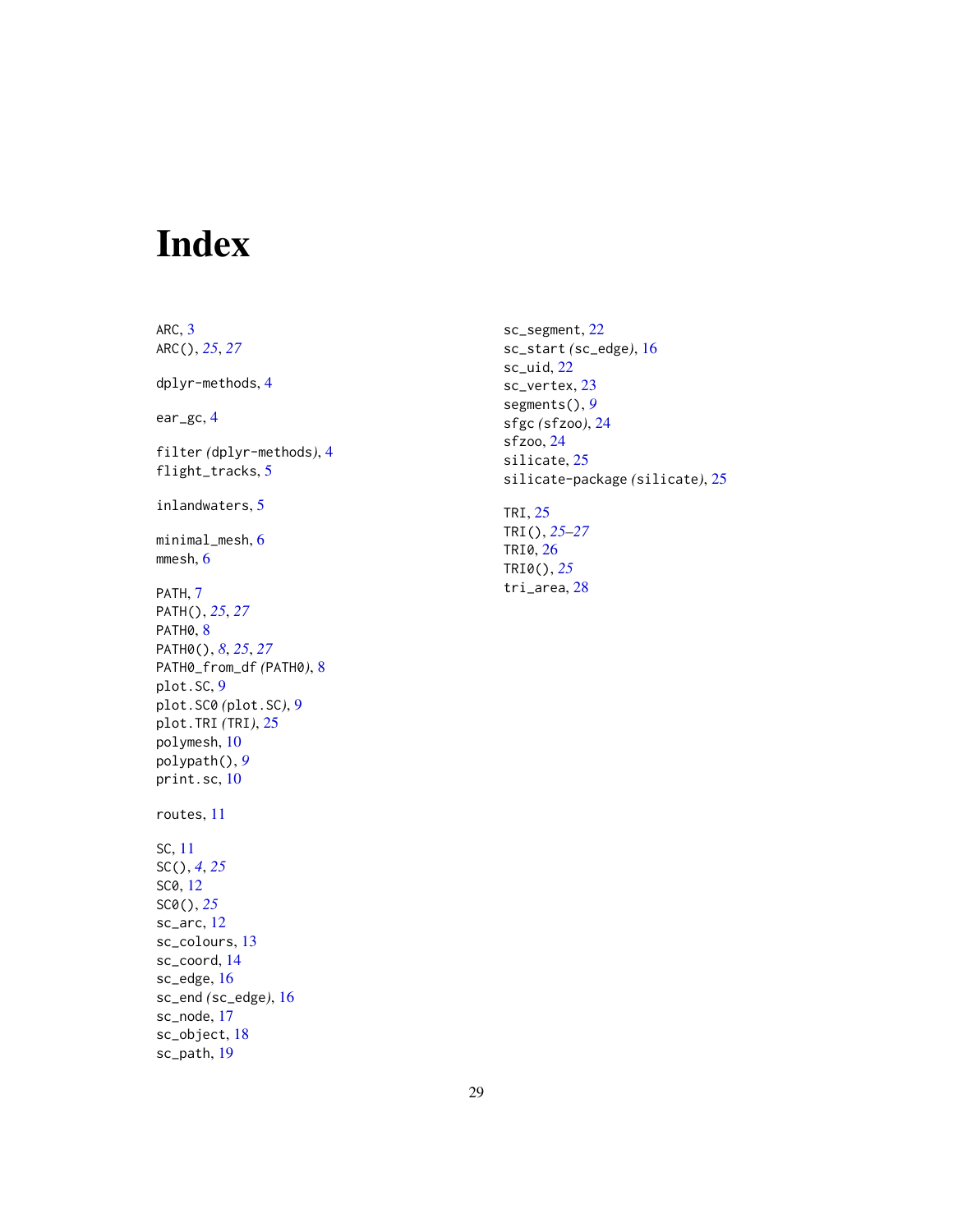# Index

ARC, 3
ARC(), *25*, *27*

dplyr-methods, 4

ear_gc, 4

filter *(*dplyr-methods*)*, 4
flight_tracks, 5

inlandwaters, 5

minimal_mesh, 6
mmesh, 6

PATH, 7
PATH(), *25*, *27*
PATH0, 8
PATH0(), *8*, *25*, *27*
PATH0_from_df *(*PATH0*)*, 8
plot.SC, 9
plot.SC0 *(*plot.SC*)*, 9
plot.TRI *(*TRI*)*, 25
polymesh, 10
polypath(), *9*
print.sc, 10

routes, 11

SC, 11
SC(), *4*, *25*
SC0, 12
SC0(), *25*
sc_arc, 12
sc_colours, 13
sc_coord, 14
sc_edge, 16
sc_end *(*sc_edge*)*, 16
sc_node, 17
sc_object, 18
sc_path, 19
sc_segment, 22
sc_start *(*sc_edge*)*, 16
sc_uid, 22
sc_vertex, 23
segments(), *9*
sfgc *(*sfzoo*)*, 24
sfzoo, 24
silicate, 25
silicate-package *(*silicate*)*, 25

TRI, 25
TRI(), *25–27*
TRI0, 26
TRI0(), *25*
tri_area, 28